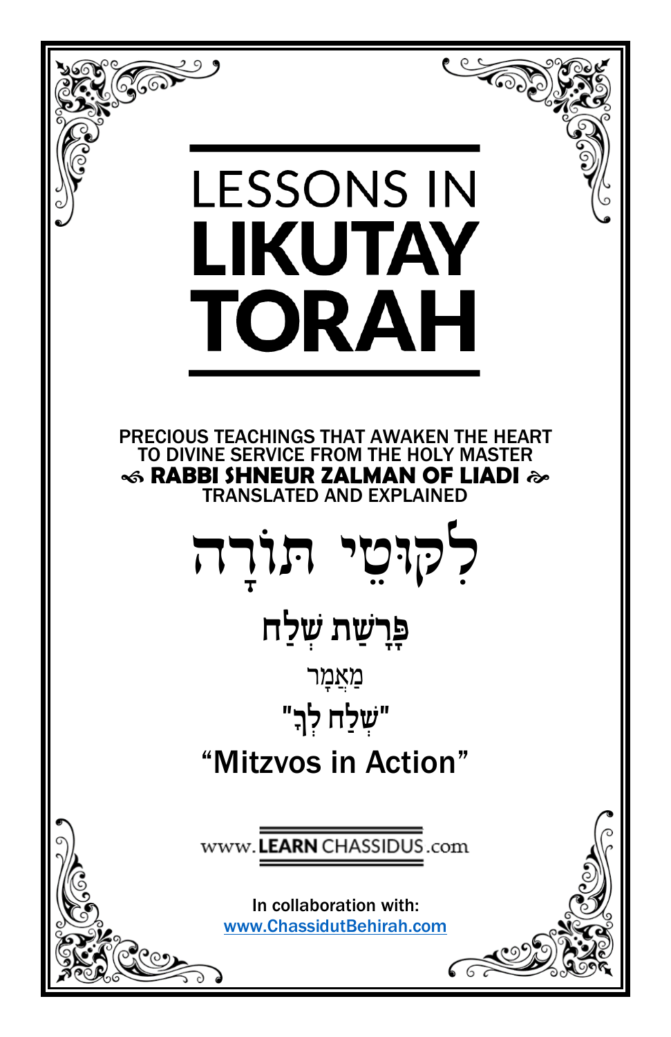# LESSONS IN LIKUTAY TORAH

PRECIOUS TEACHINGS THAT AWAKEN THE HEART TO DIVINE SERVICE FROM THE HOLY MASTER

**RABBI SHNEUR ZALMAN OF LIADI**

TRANSLATED AND EXPLAINED

# לִקּוּטֵי תּוֹרָה

## פָּרָשַׁת שְׁלַח

מַאֲמָר

"שְׁלַח לְךָ"

## "Mitzvos in Action"

www.LEARN CHASSIDUS.com

In collaboration with:
www.ChassidutBehirah.com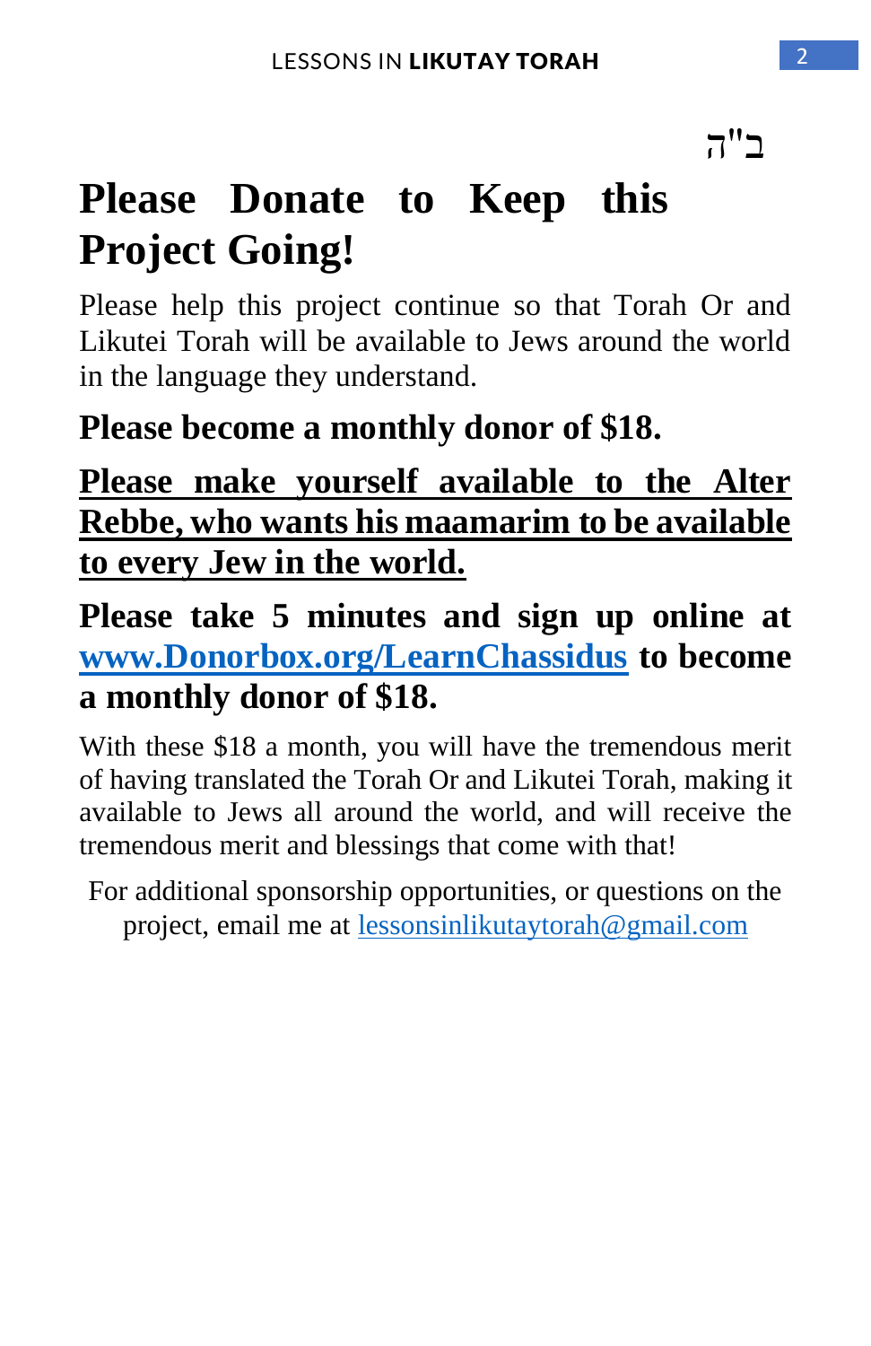ב"ה

# Please Donate to Keep this Project Going!

Please help this project continue so that Torah Or and Likutei Torah will be available to Jews around the world in the language they understand.

**Please become a monthly donor of $18.**

<u>**Please make yourself available to the Alter Rebbe, who wants his maamarim to be available to every Jew in the world.**</u>

**Please take 5 minutes and sign up online at [www.Donorbox.org/LearnChassidus](http://www.Donorbox.org/LearnChassidus) to become a monthly donor of $18.**

With these $18 a month, you will have the tremendous merit of having translated the Torah Or and Likutei Torah, making it available to Jews all around the world, and will receive the tremendous merit and blessings that come with that!

For additional sponsorship opportunities, or questions on the project, email me at [lessonsinlikutaytorah@gmail.com](mailto:lessonsinlikutaytorah@gmail.com)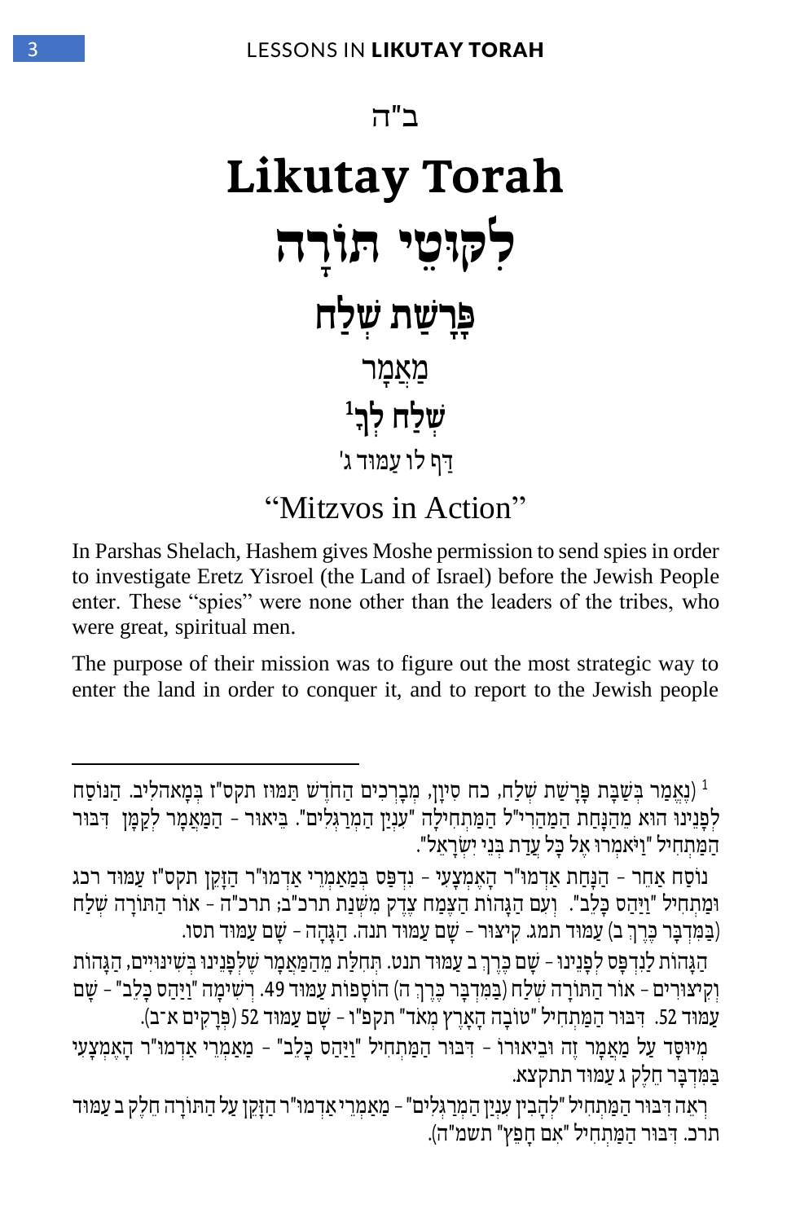ב"ה

# Likutay Torah

# לִקּוּטֵי תּוֹרָה

## פָּרָשַׁת שְׁלַח

### מַאֲמָר

### שְׁלַח לְךָ[1]

דַּף לו עַמּוּד ג'

## "Mitzvos in Action"

In Parshas Shelach, Hashem gives Moshe permission to send spies in order to investigate Eretz Yisroel (the Land of Israel) before the Jewish People enter. These "spies" were none other than the leaders of the tribes, who were great, spiritual men.

The purpose of their mission was to figure out the most strategic way to enter the land in order to conquer it, and to report to the Jewish people

---

[1] (נֶאֱמַר בְּשַׁבַּת פָּרָשַׁת שְׁלַח, כח סִיוָן, מְבָרְכִים הַחֹדֶשׁ תַּמּוּז תקס"ז בְּמָאהלִיב. הַנּוֹסָח לְפָנֵינוּ הוּא מֵהַנָּחַת הַמַּהֲרִי"ל הַמַּתְחִילָה "עִנְיַן הַמְרַגְּלִים". בֵּיאוּר - הַמַּאֲמָר לְקַמָּן דִּבּוּר הַמַּתְחִיל "וַיֹּאמְרוּ אֶל כָּל עֲדַת בְּנֵי יִשְׂרָאֵל".

נוֹסַח אַחֵר - הַנָּחַת אַדְמוּ"ר הָאֶמְצָעִי - נִדְפַּס בְּמַאַמְרֵי אַדְמוּ"ר הַזָּקֵן תקס"ז עַמּוּד רכג וּמַתְחִיל "וַיַּהַס כָּלֵב". וְעִם הַגָּהוֹת הַצֶּמַח צֶדֶק מִשְּׁנַת תרכ"ב; תרכ"ה - אוֹר הַתּוֹרָה שְׁלַח (בַּמִּדְבָּר כֶּרֶךְ ב) עַמּוּד תמג. קִיצּוּר - שָׁם עַמּוּד תנה. הַגָּהָה - שָׁם עַמּוּד תסו.

הַגָּהוֹת לַנִּדְפָּס לְפָנֵינוּ - שָׁם כֶּרֶךְ ב עַמּוּד תנט. תְּחִלַּת מֵהַמַּאֲמָר שֶׁלְּפָנֵינוּ בְּשִׁינּוּיִים, הַגָּהוֹת וְקִיצּוּרִים - אוֹר הַתּוֹרָה שְׁלַח (בַּמִּדְבָּר כֶּרֶךְ ה) הוֹסָפוֹת עַמּוּד 49. רְשִׁימָה "וַיַּהַס כָּלֵב" - שָׁם עַמּוּד 52. דִּבּוּר הַמַּתְחִיל "טוֹבָה הָאָרֶץ מְאֹד" תקפ"ו - שָׁם עַמּוּד 52 (פְּרָקִים א־ב).

מְיוּסָד עַל מַאֲמָר זֶה וּבֵיאוּרוֹ - דִּבּוּר הַמַּתְחִיל "וַיַּהַס כָּלֵב" - מַאַמְרֵי אַדְמוּ"ר הָאֶמְצָעִי בַּמִּדְבָּר חֵלֶק ג עַמּוּד תתקצא.

רְאֵה דִּבּוּר הַמַּתְחִיל "לְהָבִין עִנְיַן הַמְרַגְּלִים" - מַאַמְרֵי אַדְמוּ"ר הַזָּקֵן עַל הַתּוֹרָה חֵלֶק ב עַמּוּד תרב. דִּבּוּר הַמַּתְחִיל "אִם חָפֵץ" תשמ"ה).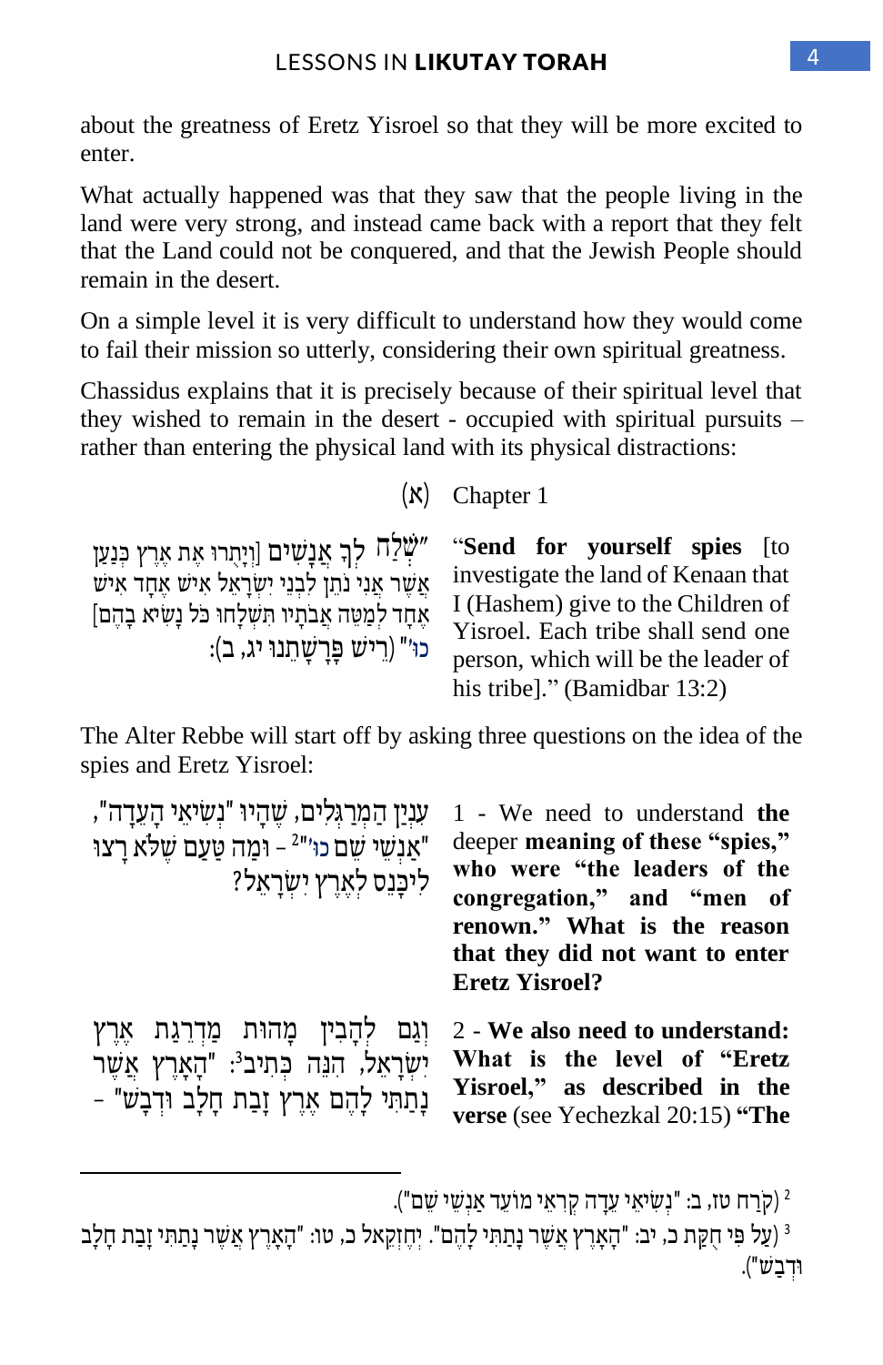about the greatness of Eretz Yisroel so that they will be more excited to enter.

What actually happened was that they saw that the people living in the land were very strong, and instead came back with a report that they felt that the Land could not be conquered, and that the Jewish People should remain in the desert.

On a simple level it is very difficult to understand how they would come to fail their mission so utterly, considering their own spiritual greatness.

Chassidus explains that it is precisely because of their spiritual level that they wished to remain in the desert - occupied with spiritual pursuits – rather than entering the physical land with its physical distractions:

(א) Chapter 1

"שְׁלַח לְךָ אֲנָשִׁים [וְיָתֻרוּ אֶת אֶרֶץ כְּנַעַן אֲשֶׁר אֲנִי נֹתֵן לִבְנֵי יִשְׂרָאֵל אִישׁ אֶחָד אִישׁ אֶחָד לְמַטֵּה אֲבֹתָיו תִּשְׁלָחוּ כֹּל נָשִׂיא בָהֶם] כוּ'" (רֵישׁ פָּרָשָׁתֵנוּ יג, ב):

"**Send for yourself spies** [to investigate the land of Kenaan that I (Hashem) give to the Children of Yisroel. Each tribe shall send one person, which will be the leader of his tribe]." (Bamidbar 13:2)

The Alter Rebbe will start off by asking three questions on the idea of the spies and Eretz Yisroel:

עִנְיַן הַמְרַגְּלִים, שֶׁהָיוּ "נְשִׂיאֵי הָעֵדָה", "אַנְשֵׁי שֵׁם כוּ'"[2] – וּמַה טַּעַם שֶׁלֹּא רָצוּ לִיכָּנֵס לְאֶרֶץ יִשְׂרָאֵל?

1 - We need to understand **the** deeper **meaning of these "spies," who were "the leaders of the congregation," and "men of renown." What is the reason that they did not want to enter Eretz Yisroel?**

וְגַם לְהָבִין מָהוּת מַדְרֵגַת אֶרֶץ יִשְׂרָאֵל, הִנֵּה כְּתִיב[3]: "הָאָרֶץ אֲשֶׁר נָתַתִּי לָהֶם אֶרֶץ זָבַת חָלָב וּדְבָשׁ" –

2 - **We also need to understand: What is the level of "Eretz Yisroel," as described in the verse** (see Yechezkal 20:15) **"The**

---

[2] (קֹרַח טז, ב: "נְשִׂיאֵי עֵדָה קְרִאֵי מוֹעֵד אַנְשֵׁי שֵׁם").

[3] (עַל פִּי חֻקַּת כ, יב: "הָאָרֶץ אֲשֶׁר נָתַתִּי לָהֶם". יְחֶזְקֵאל כ, טו: "הָאָרֶץ אֲשֶׁר נָתַתִּי זָבַת חָלָב וּדְבָשׁ").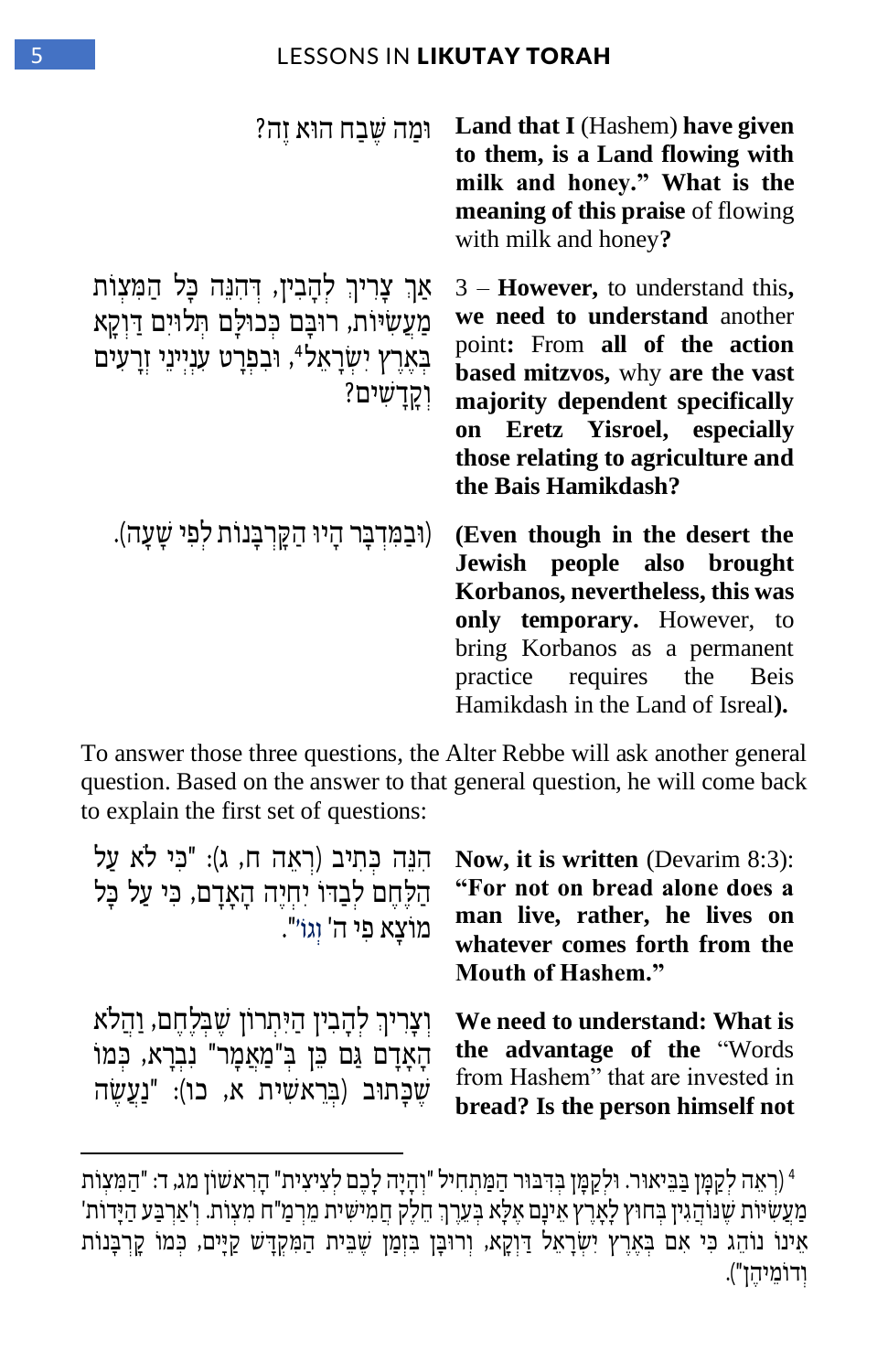וּמַה שֶּׁבַח הוּא זֶה?

**Land that I** (Hashem) **have given to them, is a Land flowing with milk and honey." What is the meaning of this praise** of flowing with milk and honey**?**

אַךְ צָרִיךְ לְהָבִין, דְּהִנֵּה כָּל הַמִּצְוֹת מַעֲשִׂיּוֹת, רוּבָּם כְּכוּלָּם תְּלוּיִם דַּוְקָא בְּאֶרֶץ יִשְׂרָאֵל[4], וּבִפְרָט עִנְיְנֵי זְרָעִים וְקָדָשִׁים?

3 – **However,** to understand this**, we need to understand** another point**:** From **all of the action based mitzvos,** why **are the vast majority dependent specifically on Eretz Yisroel, especially those relating to agriculture and the Bais Hamikdash?**

(וּבַמִּדְבָּר הָיוּ הַקָּרְבָּנוֹת לְפִי שָׁעָה).

**(Even though in the desert the Jewish people also brought Korbanos, nevertheless, this was only temporary.** However, to bring Korbanos as a permanent practice requires the Beis Hamikdash in the Land of Isreal**).**

To answer those three questions, the Alter Rebbe will ask another general question. Based on the answer to that general question, he will come back to explain the first set of questions:

הִנֵּה כְּתִיב (רְאֵה ח, ג): "כִּי לֹא עַל הַלֶּחֶם לְבַדּוֹ יִחְיֶה הָאָדָם, כִּי עַל כָּל מוֹצָא פִי ה' וְגוֹ'".

**Now, it is written** (Devarim 8:3): **"For not on bread alone does a man live, rather, he lives on whatever comes forth from the Mouth of Hashem."**

וְצָרִיךְ לְהָבִין הַיִּתְרוֹן שֶׁבְּלֶחֶם, וַהֲלֹא הָאָדָם גַּם כֵּן בְּ"מַאֲמָר" נִבְרָא, כְּמוֹ שֶׁכָּתוּב (בְּרֵאשִׁית א, כו): "נַעֲשֶׂה

**We need to understand: What is the advantage of the** "Words from Hashem" that are invested in **bread? Is the person himself not**

---

[4] (רְאֵה לְקַמָּן בַּבֵּיאוּר. וּלְקַמָּן בְּדִבּוּר הַמַּתְחִיל "וְהָיָה לָכֶם לְצִיצִית" הָרִאשׁוֹן מג, ד: "הַמִּצְוֹת מַעֲשִׂיּוֹת שֶׁנּוֹהֲגִין בְּחוּץ לָאָרֶץ אֵינָם אֶלָּא בְּעֵרֶךְ חֵלֶק חֲמִישִׁית מֵרמ"ח מִצְוֹת. וְ'אַרְבַּע הַיָּדוֹת' אֵינוֹ נוֹהֵג כִּי אִם בְּאֶרֶץ יִשְׂרָאֵל דַּוְקָא, וְרוּבָּן בִּזְמַן שֶׁבֵּית הַמִּקְדָּשׁ קַיָּים, כְּמוֹ קָרְבָּנוֹת וְדוֹמֵיהֶן").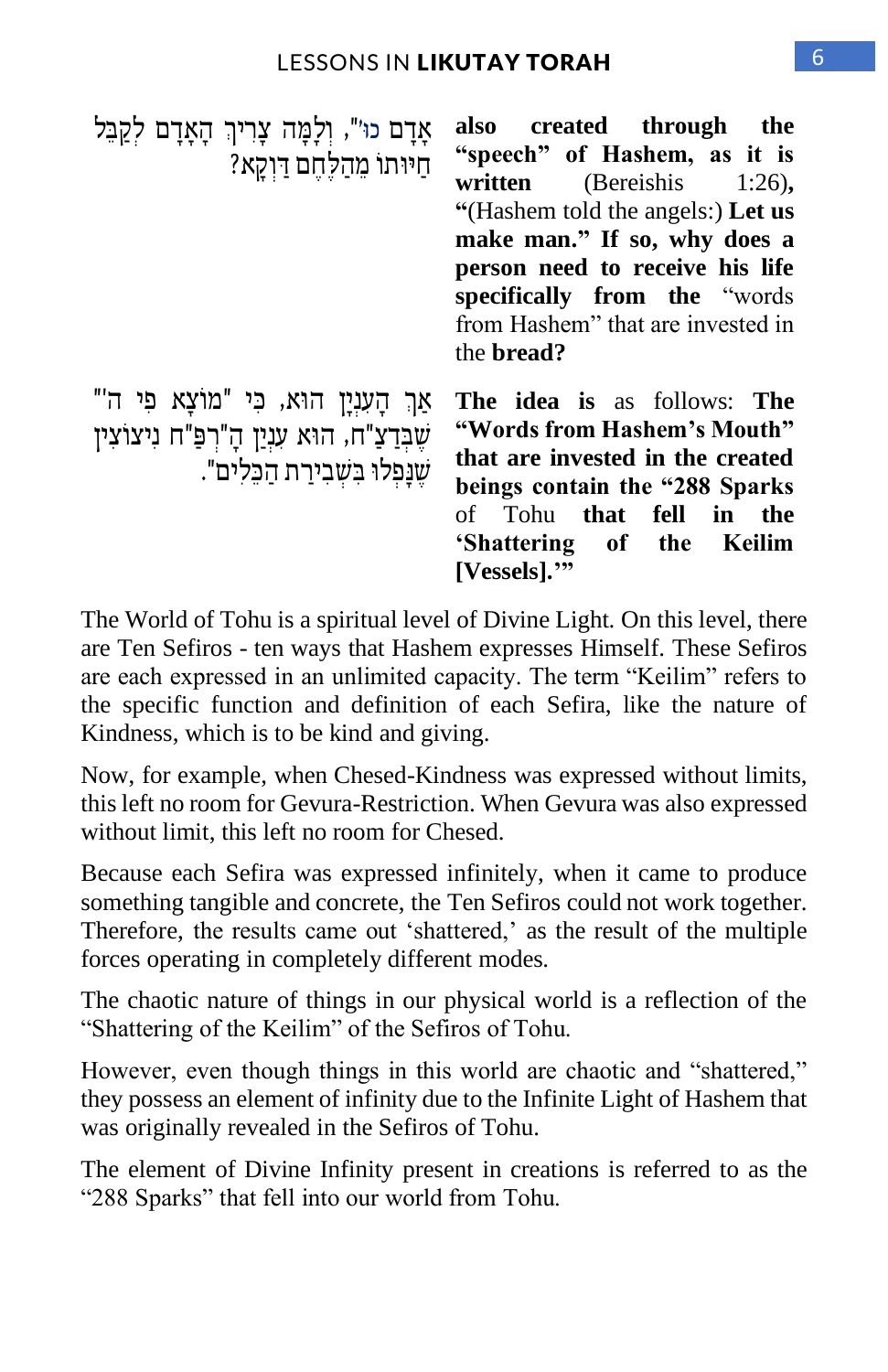אָדָם כו'", וְלָמָּה צָרִיךְ הָאָדָם לְקַבֵּל חַיּוּתוֹ מֵהַלֶּחֶם דַּוְקָא?

**also created through the "speech" of Hashem, as it is written** (Bereishis 1:26)**, "**(Hashem told the angels:) **Let us make man." If so, why does a person need to receive his life specifically from the** "words from Hashem" that are invested in the **bread?**

אַךְ הָעִנְיָן הוּא, כִּי "מוֹצָא פִּי ה'" שֶׁבְּדַצַ"ח, הוּא עִנְיַן הָרְפַּ"ח נִיצוֹצִין שֶׁנָּפְלוּ בִּשְׁבִירַת הַכֵּלִים".

**The idea is** as follows: **The "Words from Hashem's Mouth" that are invested in the created beings contain the "288 Sparks** of Tohu **that fell in the 'Shattering of the Keilim [Vessels].'"**

The World of Tohu is a spiritual level of Divine Light. On this level, there are Ten Sefiros - ten ways that Hashem expresses Himself. These Sefiros are each expressed in an unlimited capacity. The term "Keilim" refers to the specific function and definition of each Sefira, like the nature of Kindness, which is to be kind and giving.

Now, for example, when Chesed-Kindness was expressed without limits, this left no room for Gevura-Restriction. When Gevura was also expressed without limit, this left no room for Chesed.

Because each Sefira was expressed infinitely, when it came to produce something tangible and concrete, the Ten Sefiros could not work together. Therefore, the results came out 'shattered,' as the result of the multiple forces operating in completely different modes.

The chaotic nature of things in our physical world is a reflection of the "Shattering of the Keilim" of the Sefiros of Tohu.

However, even though things in this world are chaotic and "shattered," they possess an element of infinity due to the Infinite Light of Hashem that was originally revealed in the Sefiros of Tohu.

The element of Divine Infinity present in creations is referred to as the "288 Sparks" that fell into our world from Tohu.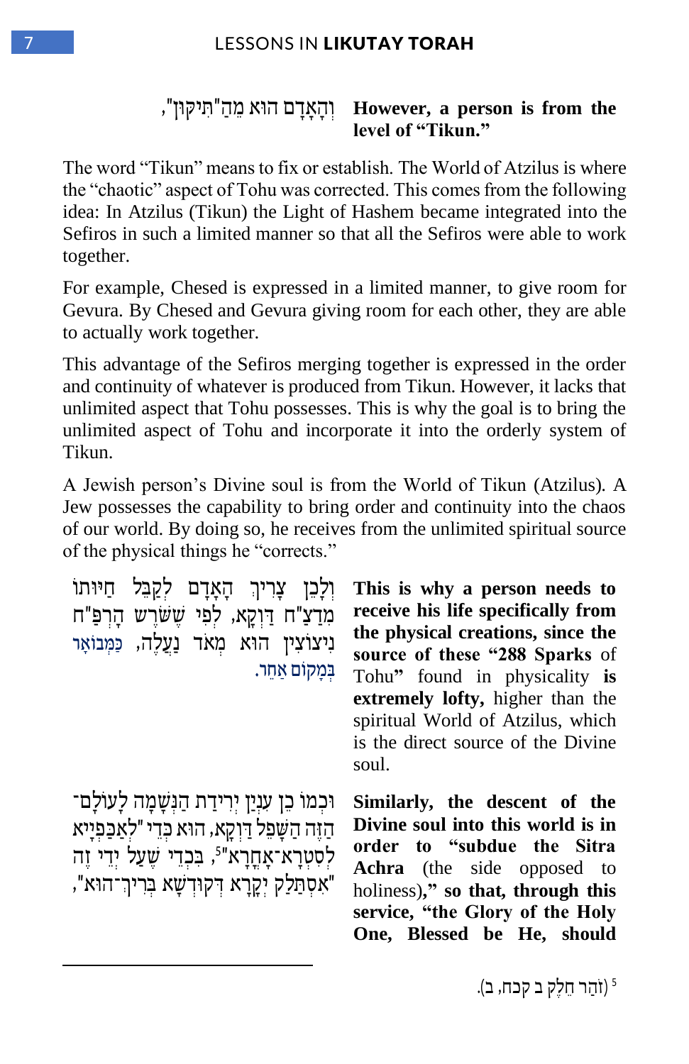וְהָאָדָם הוּא מֵהַ"תִּיקּוּן",

**However, a person is from the level of "Tikun."**

The word "Tikun" means to fix or establish. The World of Atzilus is where the "chaotic" aspect of Tohu was corrected. This comes from the following idea: In Atzilus (Tikun) the Light of Hashem became integrated into the Sefiros in such a limited manner so that all the Sefiros were able to work together.

For example, Chesed is expressed in a limited manner, to give room for Gevura. By Chesed and Gevura giving room for each other, they are able to actually work together.

This advantage of the Sefiros merging together is expressed in the order and continuity of whatever is produced from Tikun. However, it lacks that unlimited aspect that Tohu possesses. This is why the goal is to bring the unlimited aspect of Tohu and incorporate it into the orderly system of Tikun.

A Jewish person's Divine soul is from the World of Tikun (Atzilus). A Jew possesses the capability to bring order and continuity into the chaos of our world. By doing so, he receives from the unlimited spiritual source of the physical things he "corrects."

וְלָכֵן צָרִיךְ הָאָדָם לְקַבֵּל חִיּוּתוֹ מִדַּצַּ"ח דַּוְקָא, לְפִי שֶׁשֹּׁרֶשׁ הָרְפַּ"ח נִיצוֹצִין הוּא מְאֹד נַעֲלֶה, כַּמְבוֹאָר בְּמָקוֹם אַחֵר.

**This is why a person needs to receive his life specifically from the physical creations, since the source of these "288 Sparks** of Tohu" found in physicality **is extremely lofty,** higher than the spiritual World of Atzilus, which is the direct source of the Divine soul.

וּכְמוֹ כֵן עִנְיַן יְרִידַת הַנְּשָׁמָה לָעוֹלָם־הַזֶּה הַשָּׁפֵל דַּוְקָא, הוּא כְּדֵי "לְאַכַפְיָיא לְסִטְרָא־אָחֳרָא"[5], בִּכְדֵי שֶׁעַל יְדֵי זֶה "אִסְתַּלַּק יְקָרָא דְקוּדְשָׁא בְּרִיךְ־הוּא",

**Similarly, the descent of the Divine soul into this world is in order to "subdue the Sitra Achra** (the side opposed to holiness)**," so that, through this service, "the Glory of the Holy One, Blessed be He, should**

---

[5] (זֹהַר חֵלֶק ב קכח, ב).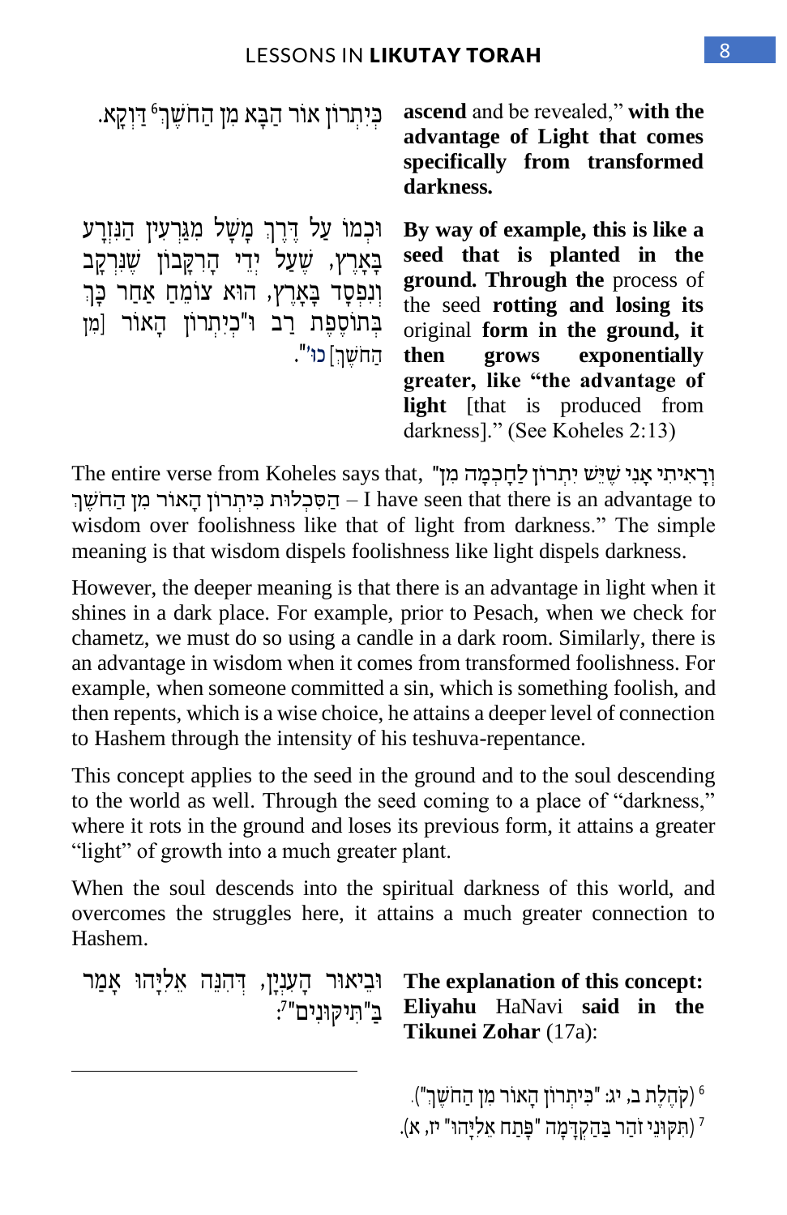כְּיִתְרוֹן אוֹר הַבָּא מִן הַחֹשֶׁךְ[6] דַּוְקָא.

**ascend** and be revealed," **with the advantage of Light that comes specifically from transformed darkness.**

וּכְמוֹ עַל דֶּרֶךְ מָשָׁל מִגַּרְעִין הַנִּזְרָע בָּאָרֶץ, שֶׁעַל יְדֵי הָרִקָּבוֹן שֶׁנִּרְקָב וְנִפְסָד בָּאָרֶץ, הוּא צוֹמֵחַ אַחַר כָּךְ בְּתוֹסֶפֶת רַב וּ"כְיִתְרוֹן הָאוֹר [מִן הַחֹשֶׁךְ] כו'".

**By way of example, this is like a seed that is planted in the ground. Through the** process of the seed **rotting and losing its** original **form in the ground, it then grows exponentially greater, like "the advantage of light** [that is produced from darkness]." (See Koheles 2:13)

The entire verse from Koheles says that, "וְרָאִיתִי אָנִי שֶׁיֵּשׁ יִתְרוֹן לַחָכְמָה מִן הַסִּכְלוּת כִּיתְרוֹן הָאוֹר מִן הַחֹשֶׁךְ – I have seen that there is an advantage to wisdom over foolishness like that of light from darkness." The simple meaning is that wisdom dispels foolishness like light dispels darkness.

However, the deeper meaning is that there is an advantage in light when it shines in a dark place. For example, prior to Pesach, when we check for chametz, we must do so using a candle in a dark room. Similarly, there is an advantage in wisdom when it comes from transformed foolishness. For example, when someone committed a sin, which is something foolish, and then repents, which is a wise choice, he attains a deeper level of connection to Hashem through the intensity of his teshuva-repentance.

This concept applies to the seed in the ground and to the soul descending to the world as well. Through the seed coming to a place of "darkness," where it rots in the ground and loses its previous form, it attains a greater "light" of growth into a much greater plant.

When the soul descends into the spiritual darkness of this world, and overcomes the struggles here, it attains a much greater connection to Hashem.

וּבֵיאוּר הָעִנְיָן, דְּהִנֵּה אֵלִיָּהוּ אָמַר בַּ"תִּיקּוּנִים"[7]:

**The explanation of this concept: Eliyahu** HaNavi **said in the Tikunei Zohar** (17a):

---

[6] (קֹהֶלֶת ב, יג: "כִּיתְרוֹן הָאוֹר מִן הַחֹשֶׁךְ").

[7] (תִּקּוּנֵי זֹהַר בַּהַקְדָּמָה "פָּתַח אֵלִיָּהוּ" יז, א).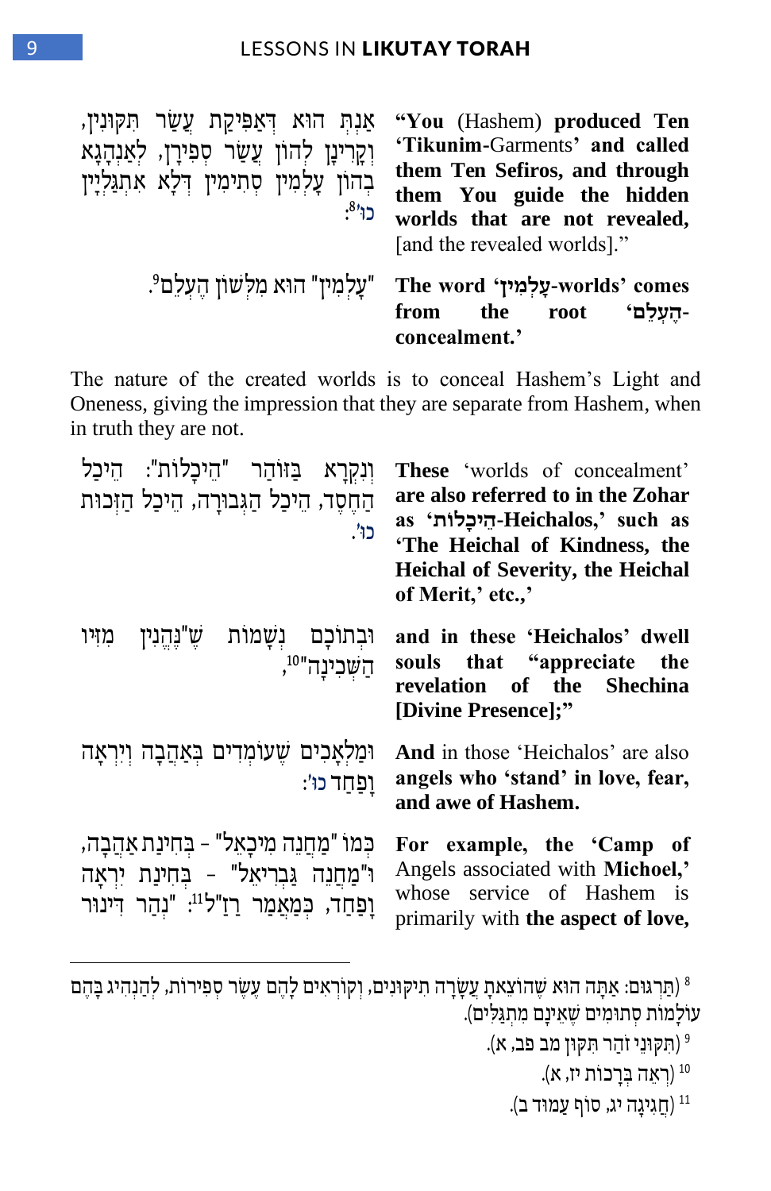אַנְתְּ הוּא דְּאַפִּיקַת עֲשַׂר תִּקּוּנִין, וְקָרֵינָן לְהוֹן עֲשַׂר סְפִירָן, לְאַנְהָגָא בְהוֹן עָלְמִין סְתִימִין דְּלָא אִתְגַּלְיָין כוּ'[8]:

**"You** (Hashem) **produced Ten 'Tikunim**-Garments' **and called them Ten Sefiros, and through them You guide the hidden worlds that are not revealed,** [and the revealed worlds]."

"עָלְמִין" הוּא מִלְּשׁוֹן הֶעְלֵם[9].

**The word 'עָלְמִין-worlds' comes from the root 'הֶעְלֵם-concealment.'**

The nature of the created worlds is to conceal Hashem's Light and Oneness, giving the impression that they are separate from Hashem, when in truth they are not.

וְנִקְרָא בַּזּוֹהַר "הֵיכָלוֹת": הֵיכַל הַחֶסֶד, הֵיכַל הַגְּבוּרָה, הֵיכַל הַזְּכוּת כוּ'.

**These** 'worlds of concealment' **are also referred to in the Zohar as 'הֵיכָלוֹת-Heichalos,' such as 'The Heichal of Kindness, the Heichal of Severity, the Heichal of Merit,' etc.,'**

וּבְתוֹכָם נְשָׁמוֹת שֶׁ"נֶּהֱנִין מִזִּיו הַשְּׁכִינָה"[10],

**and in these 'Heichalos' dwell souls that "appreciate the revelation of the Shechina [Divine Presence];"**

וּמַלְאָכִים שֶׁעוֹמְדִים בְּאַהֲבָה וְיִרְאָה וָפַחַד כוּ':

**And** in those 'Heichalos' are also **angels who 'stand' in love, fear, and awe of Hashem.**

כְּמוֹ "מַחֲנֶה מִיכָאֵל" - בְּחִינַת אַהֲבָה, וּ"מַחֲנֶה גַּבְרִיאֵל" - בְּחִינַת יִרְאָה וָפַחַד, כְּמַאֲמַר רַזַ"ל[11]: "נְהַר דִּינוּר

**For example, the 'Camp of** Angels associated with **Michoel,'** whose service of Hashem is primarily with **the aspect of love,**

---

[8] (תַּרְגּוּם: אַתָּה הוּא שֶׁהוֹצֵאתָ עֲשָׂרָה תִּיקּוּנִים, וְקוֹרְאִים לָהֶם עֶשֶׂר סְפִירוֹת, לְהַנְהִיג בָּהֶם עוֹלָמוֹת סְתוּמִים שֶׁאֵינָם מִתְגַּלִּים).

[9] (תִּקּוּנֵי זֹהַר תִּקּוּן מב פב, א).

[10] (רְאֵה בְּרָכוֹת יז, א).

[11] (חֲגִיגָה יג, סוֹף עַמּוּד ב).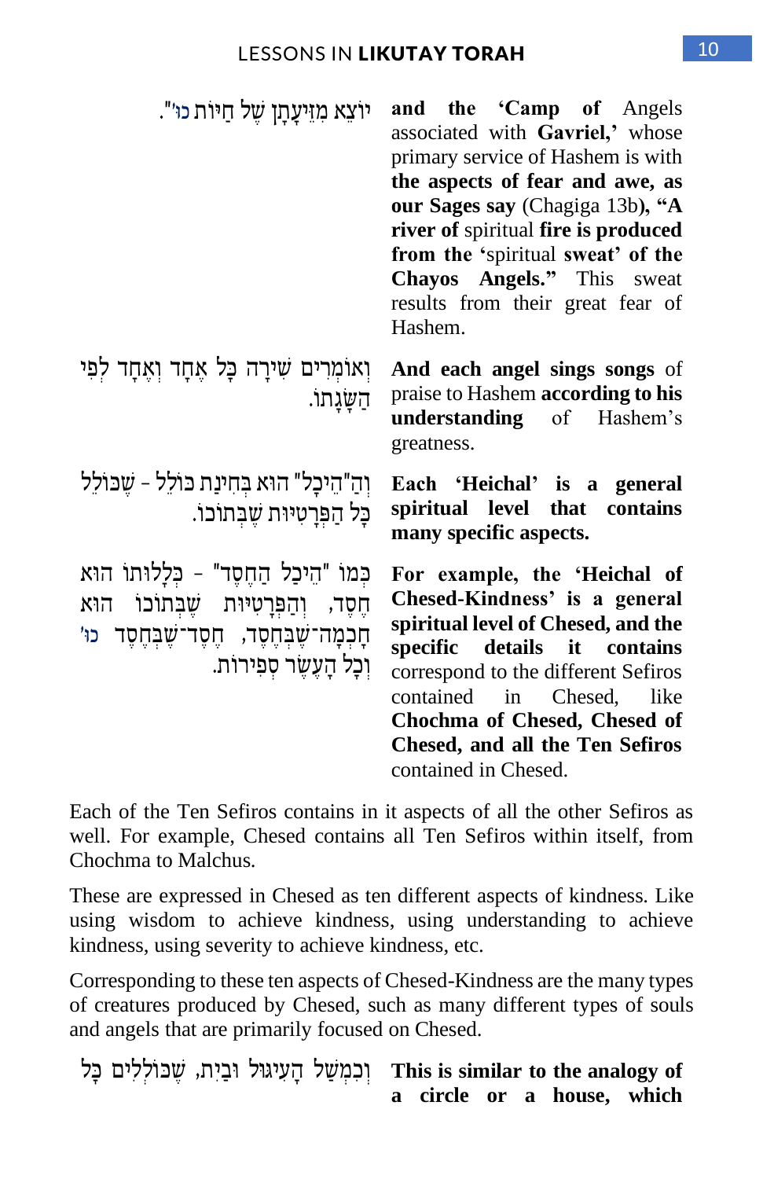יוֹצֵא מִזֵּיעָתָן שֶׁל חַיּוֹת כוּ'".

and the **'Camp of** Angels associated with **Gavriel,'** whose primary service of Hashem is with **the aspects of fear and awe, as our Sages say** (Chagiga 13b)**, "A river of** spiritual **fire is produced from the** 'spiritual **sweat' of the Chayos Angels."** This sweat results from their great fear of Hashem.

וְאוֹמְרִים שִׁירָה כָּל אֶחָד וְאֶחָד לְפִי הַשָּׂגָתוֹ.

**And each angel sings songs** of praise to Hashem **according to his understanding** of Hashem's greatness.

וְהַ"הֵיכָל" הוּא בְּחִינַת כּוֹלֵל - שֶׁכּוֹלֵל כָּל הַפְּרָטִיּוּת שֶׁבְּתוֹכוֹ.

**Each 'Heichal' is a general spiritual level that contains many specific aspects.**

כְּמוֹ "הֵיכַל הַחֶסֶד" - כְּלָלוּתוֹ הוּא חֶסֶד, וְהַפְּרָטִיּוּת שֶׁבְּתוֹכוֹ הוּא חָכְמָה־שֶׁבְּחֶסֶד, חֶסֶד־שֶׁבְּחֶסֶד כוּ' וְכָל הָעֶשֶׂר סְפִירוֹת.

**For example, the 'Heichal of Chesed-Kindness' is a general spiritual level of Chesed, and the specific details it contains** correspond to the different Sefiros contained in Chesed, like **Chochma of Chesed, Chesed of Chesed, and all the Ten Sefiros** contained in Chesed.

Each of the Ten Sefiros contains in it aspects of all the other Sefiros as well. For example, Chesed contains all Ten Sefiros within itself, from Chochma to Malchus.

These are expressed in Chesed as ten different aspects of kindness. Like using wisdom to achieve kindness, using understanding to achieve kindness, using severity to achieve kindness, etc.

Corresponding to these ten aspects of Chesed-Kindness are the many types of creatures produced by Chesed, such as many different types of souls and angels that are primarily focused on Chesed.

וּכְמָשָׁל הָעִיגּוּל וּבַיִת, שֶׁכּוֹלְלִים כָּל

**This is similar to the analogy of a circle or a house, which**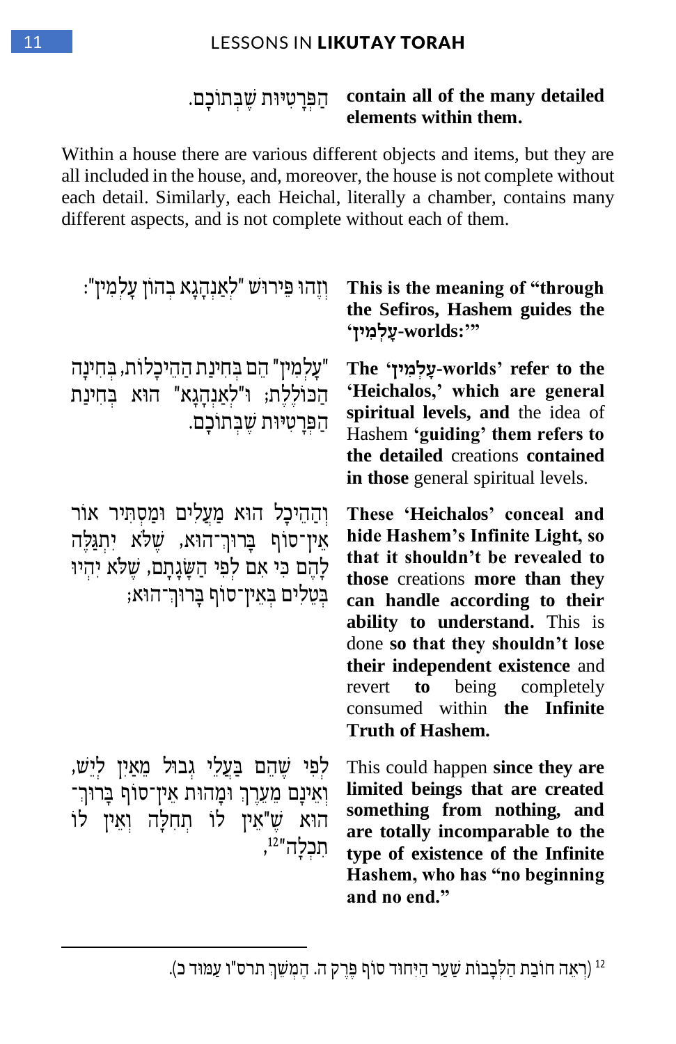הַפְּרָטִיּוּת שֶׁבְּתוֹכָם.

**contain all of the many detailed elements within them.**

Within a house there are various different objects and items, but they are all included in the house, and, moreover, the house is not complete without each detail. Similarly, each Heichal, literally a chamber, contains many different aspects, and is not complete without each of them.

וְזֶהוּ פֵּירוּשׁ "לְאַנְהָגָא בְהוֹן עָלְמִין":

**This is the meaning of "through the Sefiros, Hashem guides the 'עָלְמִין-worlds:'"**

"עָלְמִין" הֵם בְּחִינַת הַהֵיכָלוֹת, בְּחִינָה הַכּוֹלֶלֶת; וּ"לְאַנְהָגָא" הוּא בְּחִינַת הַפְּרָטִיּוּת שֶׁבְּתוֹכָם.

**The 'עָלְמִין-worlds' refer to the 'Heichalos,' which are general spiritual levels, and** the idea of Hashem **'guiding' them refers to the detailed** creations **contained in those** general spiritual levels.

וְהַהֵיכָל הוּא מַעֲלִים וּמַסְתִּיר אוֹר אֵין־סוֹף בָּרוּךְ־הוּא, שֶׁלֹּא יִתְגַּלֶּה לָהֶם כִּי אִם לְפִי הַשָּׂגָתָם, שֶׁלֹּא יִהְיוּ בְּטֵלִים בְּאֵין־סוֹף בָּרוּךְ־הוּא;

**These 'Heichalos' conceal and hide Hashem's Infinite Light, so that it shouldn't be revealed to those** creations **more than they can handle according to their ability to understand.** This is done **so that they shouldn't lose their independent existence** and revert **to** being completely consumed within **the Infinite Truth of Hashem.**

לְפִי שֶׁהֵם בַּעֲלֵי גְבוּל מֵאַיִן לְיֵשׁ, וְאֵינָם מֵעֵרֶךְ וּמַהוּת אֵין־סוֹף בָּרוּךְ־הוּא שֶׁ"אֵין לוֹ תְחִלָּה וְאֵין לוֹ תִכְלָה"[12],

This could happen **since they are limited beings that are created something from nothing, and are totally incomparable to the type of existence of the Infinite Hashem, who has "no beginning and no end."**

---

[12] (רְאֵה חוֹבַת הַלְּבָבוֹת שַׁעַר הַיִּחוּד סוֹף פֶּרֶק ה. הֶמְשֵׁךְ תרס"ו עַמּוּד כ).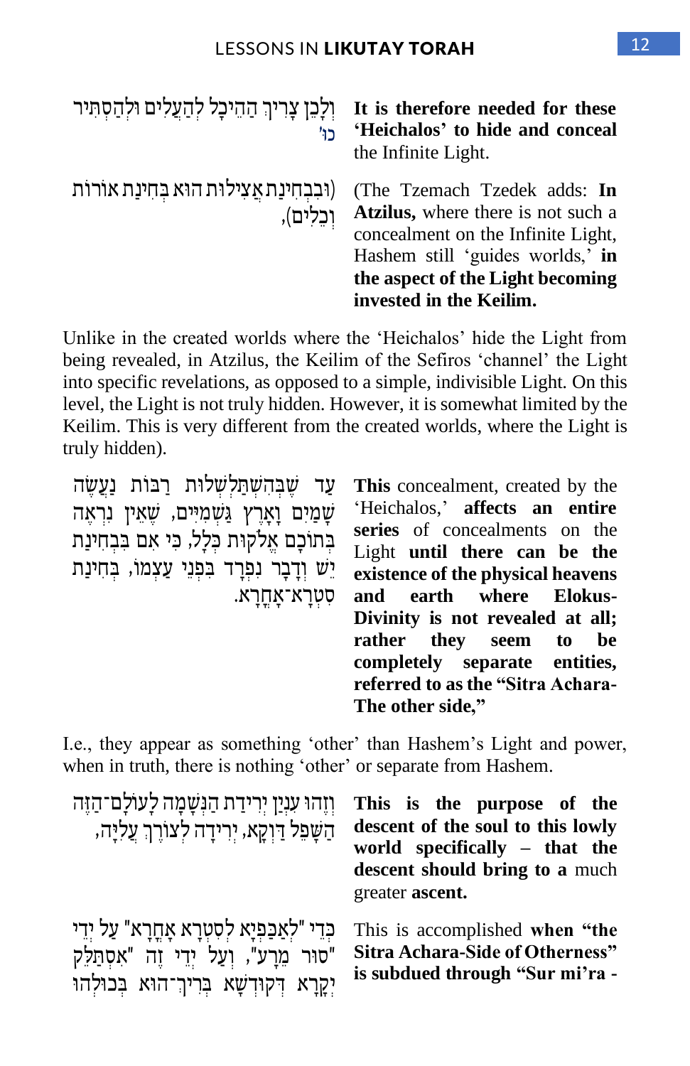וְלָכֵן צָרִיךְ הַהֵיכָל לְהַעֲלִים וּלְהַסְתִּיר כוּ'

**It is therefore needed for these 'Heichalos' to hide and conceal** the Infinite Light.

(וּבִבְחִינַת אֲצִילוּת הוּא בְּחִינַת אוֹרוֹת וְכֵלִים),

(The Tzemach Tzedek adds: **In Atzilus,** where there is not such a concealment on the Infinite Light, Hashem still 'guides worlds,' **in the aspect of the Light becoming invested in the Keilim.**

Unlike in the created worlds where the 'Heichalos' hide the Light from being revealed, in Atzilus, the Keilim of the Sefiros 'channel' the Light into specific revelations, as opposed to a simple, indivisible Light. On this level, the Light is not truly hidden. However, it is somewhat limited by the Keilim. This is very different from the created worlds, where the Light is truly hidden).

עַד שֶׁבְּהִשְׁתַּלְשְׁלוּת רַבּוֹת נַעֲשֶׂה שָׁמַיִם וָאָרֶץ גַּשְׁמִיִּים, שֶׁאֵין נִרְאֶה בְּתוֹכָם אֱלֹקוּת כְּלָל, כִּי אִם בִּבְחִינַת יֵשׁ וְדָבָר נִפְרָד בִּפְנֵי עַצְמוֹ, בְּחִינַת סִטְרָא־אָחֳרָא.

**This** concealment, created by the 'Heichalos,' **affects an entire series** of concealments on the Light **until there can be the existence of the physical heavens and earth where Elokus-Divinity is not revealed at all; rather they seem to be completely separate entities, referred to as the "Sitra Achara-The other side,"**

I.e., they appear as something 'other' than Hashem's Light and power, when in truth, there is nothing 'other' or separate from Hashem.

וְזֶהוּ עִנְיַן יְרִידַת הַנְּשָׁמָה לָעוֹלָם־הַזֶּה הַשָּׁפֵל דַּוְקָא, יְרִידָה לְצוֹרֶךְ עֲלִיָּה,

**This is the purpose of the descent of the soul to this lowly world specifically – that the descent should bring to a** much greater **ascent.**

כְּדֵי "לְאַכַּפְיָא לְסִטְרָא אָחֳרָא" עַל יְדֵי "סוּר מֵרָע", וְעַל יְדֵי זֶה "אִסְתַּלֵּק יְקָרָא דְקוּדְשָׁא בְּרִיךְ־הוּא בְּכוּלְּהוּ

This is accomplished **when "the Sitra Achara-Side of Otherness" is subdued through "Sur mi'ra -**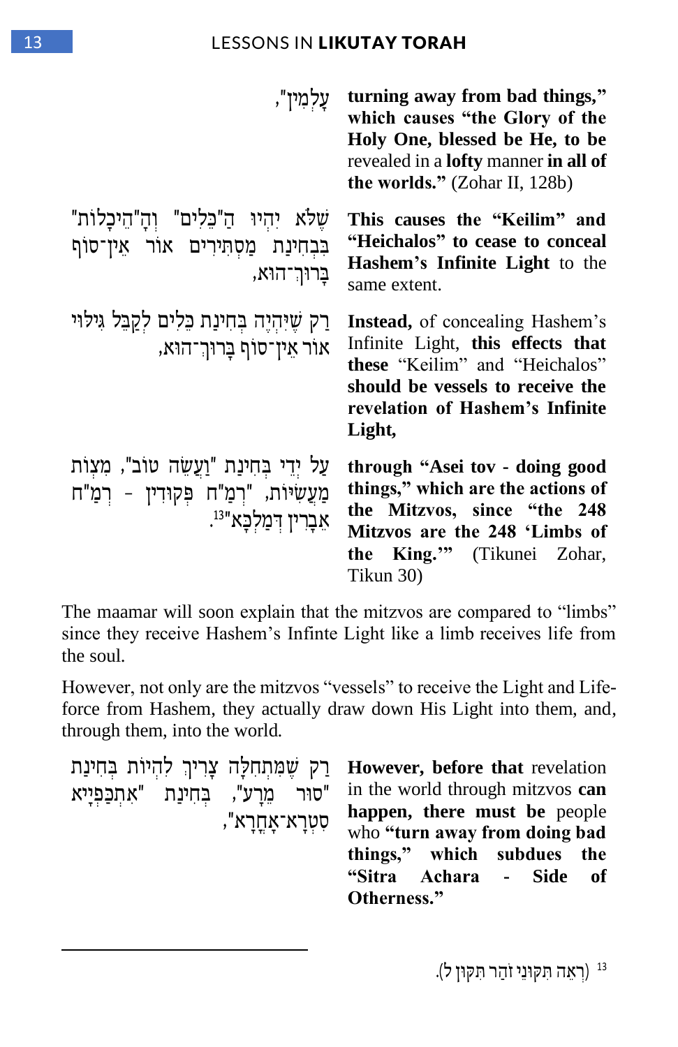עָלְמִין",

**turning away from bad things," which causes "the Glory of the Holy One, blessed be He, to be** revealed in a **lofty** manner **in all of the worlds."** (Zohar II, 128b)

שֶׁלֹּא יִהְיוּ הַ"כֵּלִים" וְהָ"הֵיכָלוֹת" בִּבְחִינַת מַסְתִּירִים אוֹר אֵין־סוֹף בָּרוּךְ־הוּא,

**This causes the "Keilim" and "Heichalos" to cease to conceal Hashem's Infinite Light** to the same extent.

רַק שֶׁיִּהְיֶה בְּחִינַת כֵּלִים לְקַבֵּל גִּילּוּי אוֹר אֵין־סוֹף בָּרוּךְ־הוּא,

**Instead,** of concealing Hashem's Infinite Light, **this effects that these** "Keilim" and "Heichalos" **should be vessels to receive the revelation of Hashem's Infinite Light,**

עַל יְדֵי בְּחִינַת "וַעֲשֵׂה טוֹב", מִצְוֹת מַעֲשִׂיּוֹת, "רְמַ"ח פִּקּוּדִין - רְמַ"ח אֵבָרִין דְּמַלְכָּא"[13].

**through "Asei tov - doing good things," which are the actions of the Mitzvos, since "the 248 Mitzvos are the 248 'Limbs of the King.'"** (Tikunei Zohar, Tikun 30)

The maamar will soon explain that the mitzvos are compared to "limbs" since they receive Hashem's Infinte Light like a limb receives life from the soul.

However, not only are the mitzvos "vessels" to receive the Light and Life-force from Hashem, they actually draw down His Light into them, and, through them, into the world.

רַק שֶׁמִּתְחִלָּה צָרִיךְ לִהְיוֹת בְּחִינַת "סוּר מֵרָע", בְּחִינַת "אִתְכַּפְיָא סִטְרָא־אָחֳרָא",

**However, before that** revelation in the world through mitzvos **can happen, there must be** people who **"turn away from doing bad things," which subdues the "Sitra Achara - Side of Otherness."**

---

[13] (רְאֵה תִּקּוּנֵי זֹהַר תִּקּוּן ל).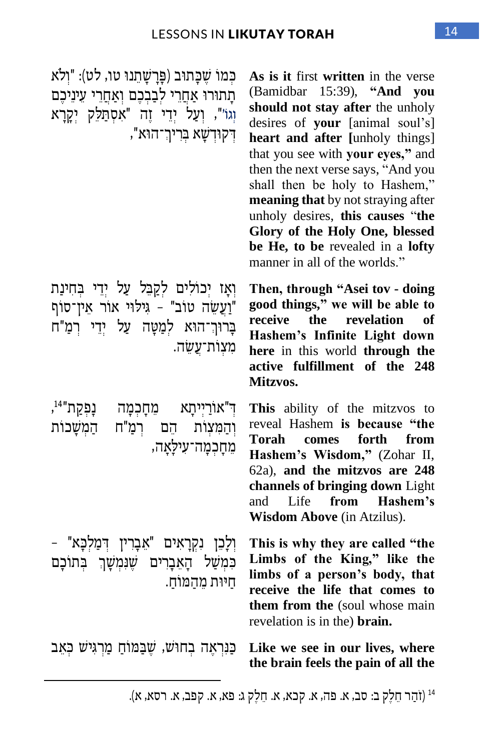כְּמוֹ שֶׁכָּתוּב (פָּרָשָׁתֵנוּ טו, לט): "וְלֹא תָתוּרוּ אַחֲרֵי לְבַבְכֶם וְאַחֲרֵי עֵינֵיכֶם וְגוֹ'", וְעַל יְדֵי זֶה "אִסְתַּלֵּק יְקָרָא דְקוּדְשָׁא בְּרִיךְ־הוּא",

**As is it** first **written** in the verse (Bamidbar 15:39), **"And you should not stay after** the unholy desires of **your** [animal soul's] **heart and after [**unholy things] that you see with **your eyes,"** and then the next verse says, "And you shall then be holy to Hashem," **meaning that** by not straying after unholy desires, **this causes** "**the Glory of the Holy One, blessed be He, to be** revealed in a **lofty** manner in all of the worlds."

וְאָז יְכוֹלִים לְקַבֵּל עַל יְדֵי בְּחִינַת "וַעֲשֵׂה טוֹב" – גִּילּוּי אוֹר אֵין־סוֹף בָּרוּךְ־הוּא לְמַטָּה עַל יְדֵי רְמַ"ח מִצְוֹת־עֲשֵׂה.

**Then, through "Asei tov - doing good things," we will be able to receive the revelation of Hashem's Infinite Light down here** in this world **through the active fulfillment of the 248 Mitzvos.**

דְּ"אוֹרַיְיתָא מֵחָכְמָה נָפְקַת"[14], וְהַמִּצְוֹת הֵם רְמַ"ח הַמְשָׁכוֹת מֵחָכְמָה־עִילָּאָה,

**This** ability of the mitzvos to reveal Hashem **is because "the Torah comes forth from Hashem's Wisdom,"** (Zohar II, 62a), **and the mitzvos are 248 channels of bringing down** Light and Life **from Hashem's Wisdom Above** (in Atzilus).

וְלָכֵן נִקְרָאִים "אֵבָרִין דְּמַלְכָּא" – כְּמָשָׁל הָאֵבָרִים שֶׁנִּמְשָׁךְ בְּתוֹכָם חַיּוּת מֵהַמּוֹחַ.

**This is why they are called "the Limbs of the King," like the limbs of a person's body, that receive the life that comes to them from the** (soul whose main revelation is in the) **brain.**

כַּנִּרְאֶה בְּחוּשׁ, שֶׁבַּמּוֹחַ מַרְגִּישׁ כְּאֵב

**Like we see in our lives, where the brain feels the pain of all the**

---

[14] זֹהַר חֵלֶק ב: סב, א. פה, א. קכא, א. חֵלֶק ג: פא, א. קפב, א. רסא, א).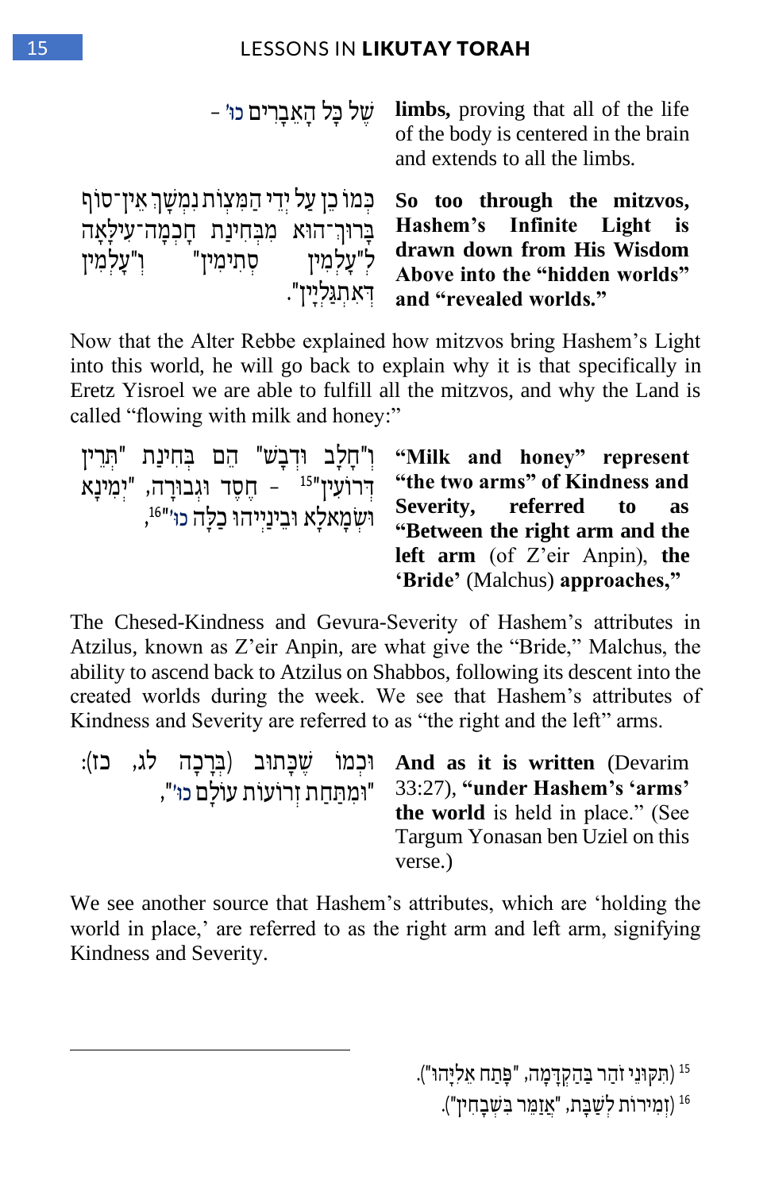שֶׁל כָּל הָאֵבָרִים כו' –

**limbs,** proving that all of the life of the body is centered in the brain and extends to all the limbs.

כְּמוֹ כֵן עַל יְדֵי הַמִּצְוֹת נִמְשָׁךְ אֵין־סוֹף בָּרוּךְ־הוּא מִבְּחִינַת חָכְמָה־עִילָּאָה לְ"עָלְמִין סְתִימִין" וְ"עָלְמִין דְּאִתְגַּלְיָין".

**So too through the mitzvos, Hashem's Infinite Light is drawn down from His Wisdom Above into the "hidden worlds" and "revealed worlds."**

Now that the Alter Rebbe explained how mitzvos bring Hashem's Light into this world, he will go back to explain why it is that specifically in Eretz Yisroel we are able to fulfill all the mitzvos, and why the Land is called "flowing with milk and honey:"

וְ"חָלָב וּדְבַשׁ" הֵם בְּחִינַת "תְּרֵין דְּרוֹעִין"[15] – חֶסֶד וּגְבוּרָה, "יְמִינָא וּשְׂמָאלָא וּבֵינַיְיהוּ כַּלָּה כו'"[16],

**"Milk and honey" represent "the two arms" of Kindness and Severity, referred to as "Between the right arm and the left arm** (of Z'eir Anpin), **the 'Bride'** (Malchus) **approaches,"**

The Chesed-Kindness and Gevura-Severity of Hashem's attributes in Atzilus, known as Z'eir Anpin, are what give the "Bride," Malchus, the ability to ascend back to Atzilus on Shabbos, following its descent into the created worlds during the week. We see that Hashem's attributes of Kindness and Severity are referred to as "the right and the left" arms.

וּכְמוֹ שֶׁכָּתוּב (בְּרָכָה לג, כז): "וּמִתַּחַת זְרוֹעוֹת עוֹלָם כו'",

**And as it is written** (Devarim 33:27), **"under Hashem's 'arms' the world** is held in place." (See Targum Yonasan ben Uziel on this verse.)

We see another source that Hashem's attributes, which are 'holding the world in place,' are referred to as the right arm and left arm, signifying Kindness and Severity.

---

[15] (תִּקּוּנֵי זֹהַר בַּהַקְדָּמָה, "פָּתַח אֵלִיָּהוּ").

[16] (זְמִירוֹת לְשַׁבָּת, "אֲזַמֵּר בִּשְׁבָחִין").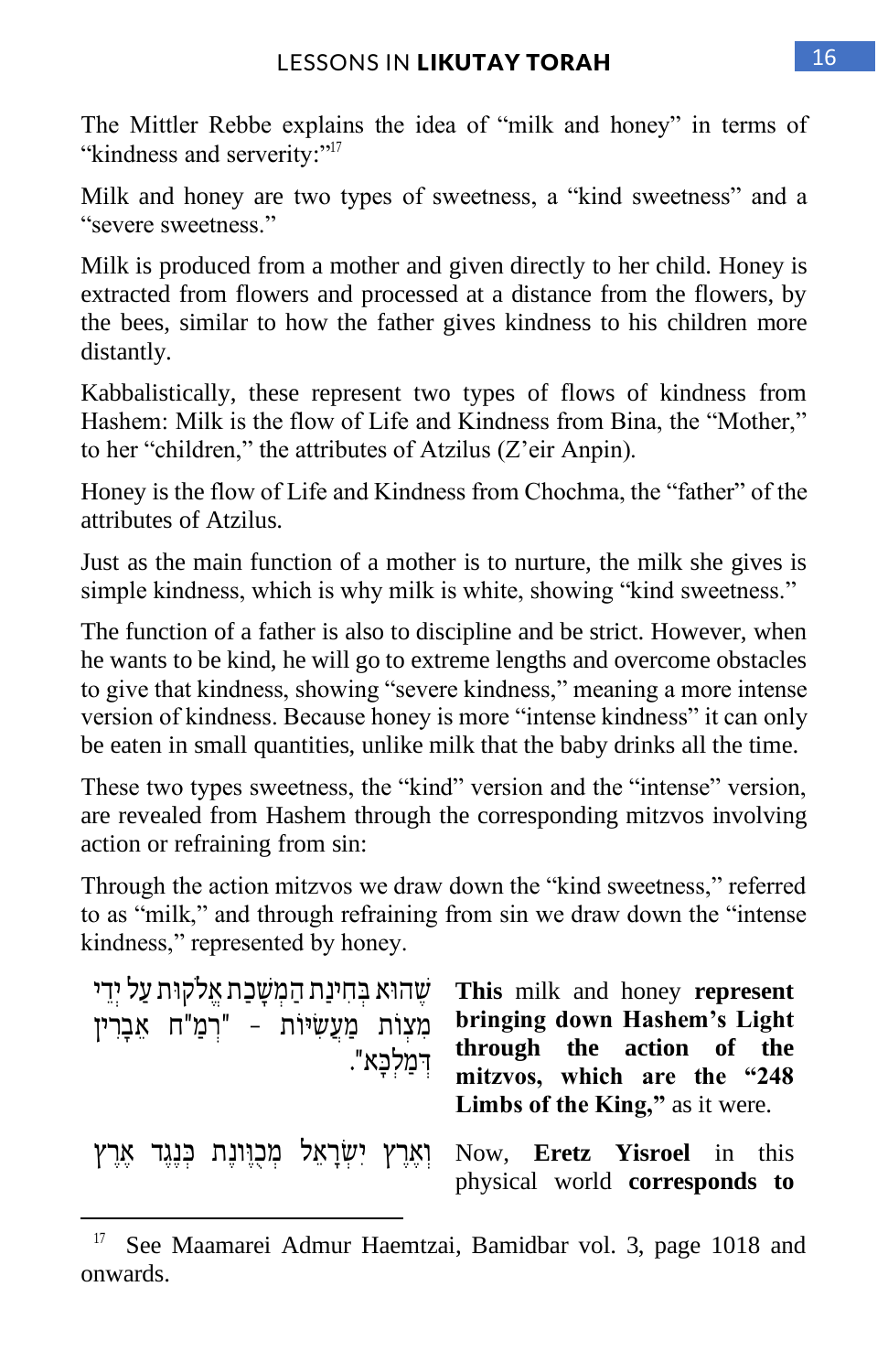The Mittler Rebbe explains the idea of "milk and honey" in terms of "kindness and serverity:"[17]

Milk and honey are two types of sweetness, a "kind sweetness" and a "severe sweetness."

Milk is produced from a mother and given directly to her child. Honey is extracted from flowers and processed at a distance from the flowers, by the bees, similar to how the father gives kindness to his children more distantly.

Kabbalistically, these represent two types of flows of kindness from Hashem: Milk is the flow of Life and Kindness from Bina, the "Mother," to her "children," the attributes of Atzilus (Z'eir Anpin).

Honey is the flow of Life and Kindness from Chochma, the "father" of the attributes of Atzilus.

Just as the main function of a mother is to nurture, the milk she gives is simple kindness, which is why milk is white, showing "kind sweetness."

The function of a father is also to discipline and be strict. However, when he wants to be kind, he will go to extreme lengths and overcome obstacles to give that kindness, showing "severe kindness," meaning a more intense version of kindness. Because honey is more "intense kindness" it can only be eaten in small quantities, unlike milk that the baby drinks all the time.

These two types sweetness, the "kind" version and the "intense" version, are revealed from Hashem through the corresponding mitzvos involving action or refraining from sin:

Through the action mitzvos we draw down the "kind sweetness," referred to as "milk," and through refraining from sin we draw down the "intense kindness," represented by honey.

| | |
|---|---|
| **This** milk and honey **represent bringing down Hashem's Light through the action of the mitzvos, which are the "248 Limbs of the King,"** as it were. | שֶׁהוּא בְּחִינַת הַמְשָׁכַת אֱלֹקוּת עַל יְדֵי מִצְוֹת מַעֲשִׂיּוֹת – "רְמַ"ח אֵבָרִין דְּמַלְכָּא". |
| Now, **Eretz Yisroel** in this physical world **corresponds to** | וְאֶרֶץ יִשְׂרָאֵל מְכֻוֶּונֶת כְּנֶגֶד אֶרֶץ |

[17] See Maamarei Admur Haemtzai, Bamidbar vol. 3, page 1018 and onwards.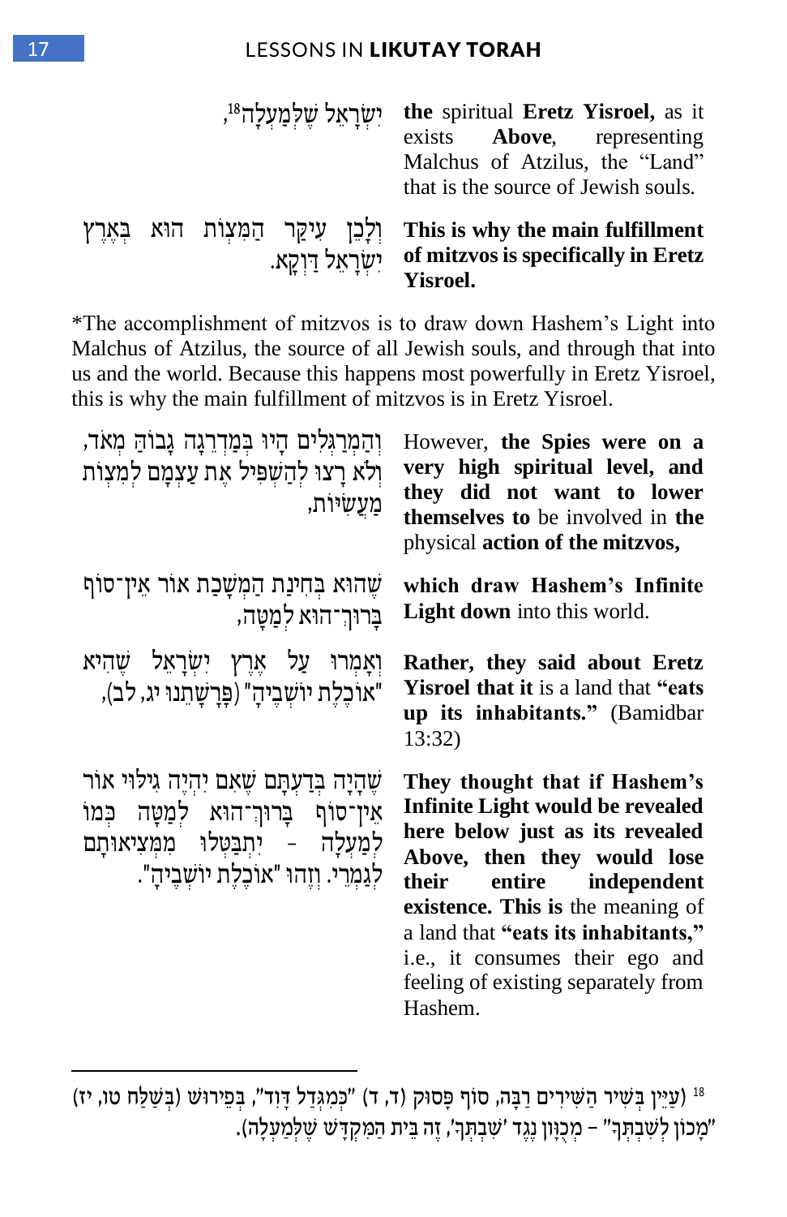| | |
|---|---|
| יִשְׂרָאֵל שֶׁלְּמַעְלָה[18], | **the** spiritual **Eretz Yisroel,** as it exists **Above**, representing Malchus of Atzilus, the "Land" that is the source of Jewish souls. |
| וְלָכֵן עִיקַּר הַמִּצְוֹת הוּא בְּאֶרֶץ יִשְׂרָאֵל דַּוְקָא. | **This is why the main fulfillment of mitzvos is specifically in Eretz Yisroel.** |

*The accomplishment of mitzvos is to draw down Hashem's Light into Malchus of Atzilus, the source of all Jewish souls, and through that into us and the world. Because this happens most powerfully in Eretz Yisroel, this is why the main fulfillment of mitzvos is in Eretz Yisroel.

| | |
|---|---|
| וְהַמְרַגְּלִים הָיוּ בְּמַדְרֵגָה גְבוֹהָ מְאֹד, וְלֹא רָצוּ לְהַשְׁפִּיל אֶת עַצְמָם לְמִצְוֹת מַעֲשִׂיּוֹת, | However, **the Spies were on a very high spiritual level, and they did not want to lower themselves to** be involved in **the** physical **action of the mitzvos,** |
| שֶׁהוּא בְּחִינַת הַמְשָׁכַת אוֹר אֵין־סוֹף בָּרוּךְ־הוּא לְמַטָּה, | **which draw Hashem's Infinite Light down** into this world. |
| וְאָמְרוּ עַל אֶרֶץ יִשְׂרָאֵל שֶׁהִיא "אוֹכֶלֶת יוֹשְׁבֶיהָ" (פָּרָשָׁתֵנוּ יג, לב), | **Rather, they said about Eretz Yisroel that it** is a land that **"eats up its inhabitants."** (Bamidbar 13:32) |
| שֶׁהָיָה בְּדַעְתָּם שֶׁאִם יִהְיֶה גִּילּוּי אוֹר אֵין־סוֹף בָּרוּךְ־הוּא לְמַטָּה כְּמוֹ לְמַעְלָה – יִתְבַּטְּלוּ מִמְּצִיאוּתָם לְגַמְרֵי. וְזֶהוּ "אוֹכֶלֶת יוֹשְׁבֶיהָ". | **They thought that if Hashem's Infinite Light would be revealed here below just as its revealed Above, then they would lose their entire independent existence. This is** the meaning of a land that **"eats its inhabitants,"** i.e., it consumes their ego and feeling of existing separately from Hashem. |

---

[18] (עַיֵּין בְּשִׁיר הַשִּׁירִים רַבָּה, סוֹף פָּסוּק (ד, ד) "כְּמִגְדַּל דָּוִד", בְּפֵירוּשׁ (בְּשַׁלַּח טו, יז) "מָכוֹן לְשִׁבְתְּךָ" – מְכֻוָּן נֶגֶד 'שִׁבְתְּךָ', זֶה בֵּית הַמִּקְדָּשׁ שֶׁלְּמַעְלָה).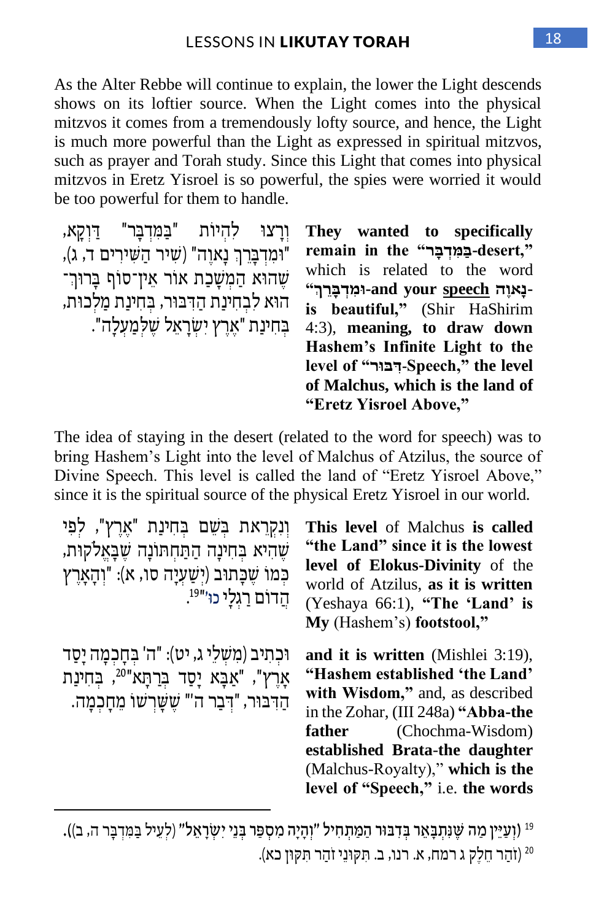As the Alter Rebbe will continue to explain, the lower the Light descends shows on its loftier source. When the Light comes into the physical mitzvos it comes from a tremendously lofty source, and hence, the Light is much more powerful than the Light as expressed in spiritual mitzvos, such as prayer and Torah study. Since this Light that comes into physical mitzvos in Eretz Yisroel is so powerful, the spies were worried it would be too powerful for them to handle.

וְרָצוּ לִהְיוֹת "בַּמִּדְבָּר" דַּוְקָא, "וּמִדְבָּרֵךְ נָאוֶה" (שִׁיר הַשִּׁירִים ד, ג), שֶׁהוּא הַמְשָׁכַת אוֹר אֵין־סוֹף בָּרוּךְ־הוּא לִבְחִינַת הַדִּבּוּר, בְּחִינַת מַלְכוּת, בְּחִינַת "אֶרֶץ יִשְׂרָאֵל שֶׁלְּמַעְלָה".

**They wanted to specifically remain in the "בַּמִּדְבָּר-desert,"** which is related to the word **"וּמִדְבָּרֵךְ-and your speech נָאוֶה-is beautiful,"** (Shir HaShirim 4:3), **meaning, to draw down Hashem's Infinite Light to the level of "דִּבּוּר-Speech," the level of Malchus, which is the land of "Eretz Yisroel Above,"**

The idea of staying in the desert (related to the word for speech) was to bring Hashem's Light into the level of Malchus of Atzilus, the source of Divine Speech. This level is called the land of "Eretz Yisroel Above," since it is the spiritual source of the physical Eretz Yisroel in our world.

וְנִקְרֵאת בְּשֵׁם בְּחִינַת "אֶרֶץ", לְפִי שֶׁהִיא בְּחִינָה הַתַּחְתּוֹנָה שֶׁבָּאֱלֹקוּת, כְּמוֹ שֶׁכָּתוּב (יְשַׁעְיָה סו, א): "וְהָאָרֶץ הֲדוֹם רַגְלָי כו'"[19].

**This level** of Malchus **is called "the Land" since it is the lowest level of Elokus-Divinity** of the world of Atzilus, **as it is written** (Yeshaya 66:1), **"The 'Land' is My** (Hashem's) **footstool,"**

וּכְתִיב (מִשְׁלֵי ג, יט): "ה' בְּחָכְמָה יָסַד אָרֶץ", "אַבָּא יָסַד בְּרַתָּא"[20], בְּחִינַת הַדִּבּוּר, "דְּבַר ה'" שֶׁשָּׁרְשׁוֹ מֵחָכְמָה.

**and it is written** (Mishlei 3:19), **"Hashem established 'the Land' with Wisdom,"** and, as described in the Zohar, (III 248a) **"Abba-the father** (Chochma-Wisdom) **established Brata-the daughter** (Malchus-Royalty)," **which is the level of "Speech,"** i.e. **the words**

---

[19] (וְעַיֵּין מַה שֶּׁנִּתְבָּאֵר בְּדִבּוּר הַמַּתְחִיל "וְהָיָה מִסְפַּר בְּנֵי יִשְׂרָאֵל" (לְעֵיל בַּמִּדְבָּר ה, ב)).

[20] (זֹהַר חֵלֶק ג רמח, א. רנו, ב. תִּקּוּנֵי זֹהַר תִּקּוּן כא).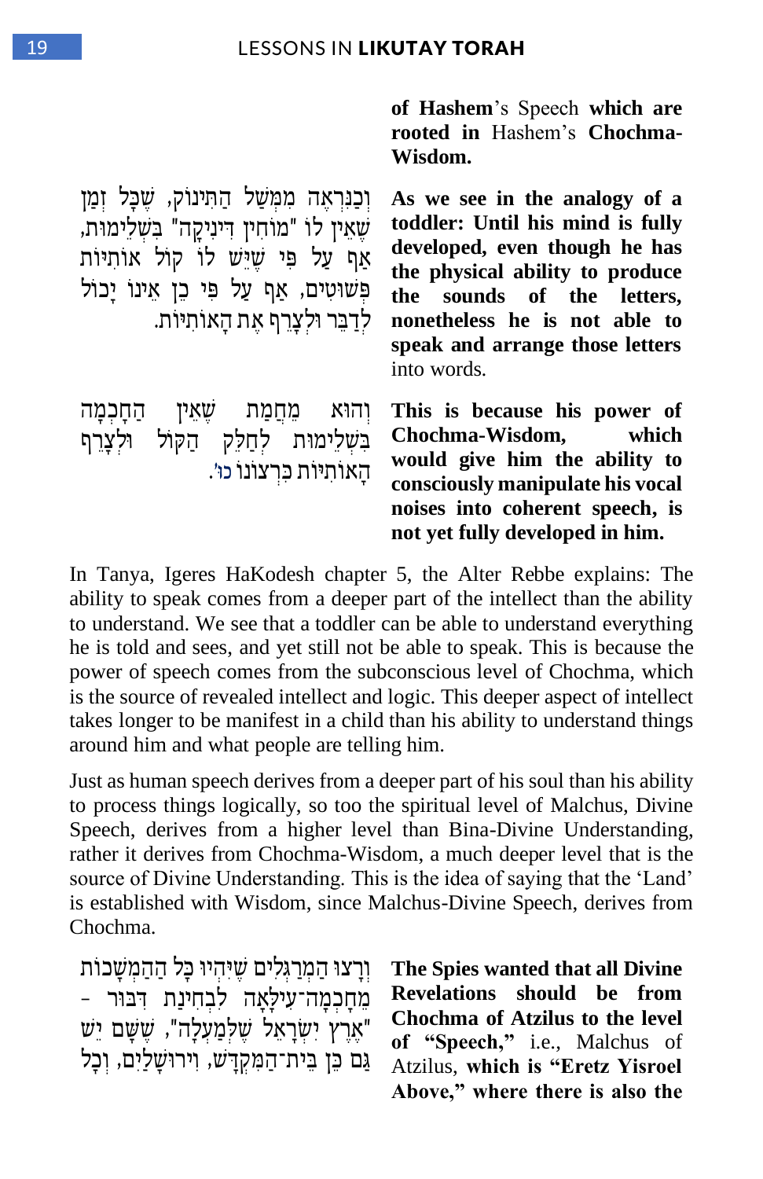**of Hashem**'s Speech **which are rooted in** Hashem's **Chochma-Wisdom.**

וְכַנִּרְאֶה מִמְּשַׁל הַתִּינוֹק, שֶׁכָּל זְמַן שֶׁאֵין לוֹ "מוֹחִין דִּינִיקָה" בִּשְׁלֵימוּת, אַף עַל פִּי שֶׁיֵּשׁ לוֹ קוֹל אוֹתִיּוֹת פְּשׁוּטִים, אַף עַל פִּי כֵן אֵינוֹ יָכוֹל לְדַבֵּר וּלְצָרֵף אֶת הָאוֹתִיּוֹת.

**As we see in the analogy of a toddler: Until his mind is fully developed, even though he has the physical ability to produce the sounds of the letters, nonetheless he is not able to speak and arrange those letters** into words.

וְהוּא מֵחֲמַת שֶׁאֵין הַחָכְמָה בִּשְׁלֵימוּת לְחַלֵּק הַקּוֹל וּלְצָרֵף הָאוֹתִיּוֹת כִּרְצוֹנוֹ כו'.

**This is because his power of Chochma-Wisdom, which would give him the ability to consciously manipulate his vocal noises into coherent speech, is not yet fully developed in him.**

In Tanya, Igeres HaKodesh chapter 5, the Alter Rebbe explains: The ability to speak comes from a deeper part of the intellect than the ability to understand. We see that a toddler can be able to understand everything he is told and sees, and yet still not be able to speak. This is because the power of speech comes from the subconscious level of Chochma, which is the source of revealed intellect and logic. This deeper aspect of intellect takes longer to be manifest in a child than his ability to understand things around him and what people are telling him.

Just as human speech derives from a deeper part of his soul than his ability to process things logically, so too the spiritual level of Malchus, Divine Speech, derives from a higher level than Bina-Divine Understanding, rather it derives from Chochma-Wisdom, a much deeper level that is the source of Divine Understanding. This is the idea of saying that the 'Land' is established with Wisdom, since Malchus-Divine Speech, derives from Chochma.

וְרָצוּ הַמְרַגְּלִים שֶׁיִּהְיוּ כָּל הַהַמְשָׁכוֹת מֵחָכְמָה־עִילָּאָה לִבְחִינַת דִּבּוּר - "אֶרֶץ יִשְׂרָאֵל שֶׁלְּמַעְלָה", שֶׁשָּׁם יֵשׁ גַּם כֵּן בֵּית־הַמִּקְדָּשׁ, וִירוּשָׁלַיִם, וְכָל

**The Spies wanted that all Divine Revelations should be from Chochma of Atzilus to the level of "Speech,"** i.e., Malchus of Atzilus, **which is "Eretz Yisroel Above," where there is also the**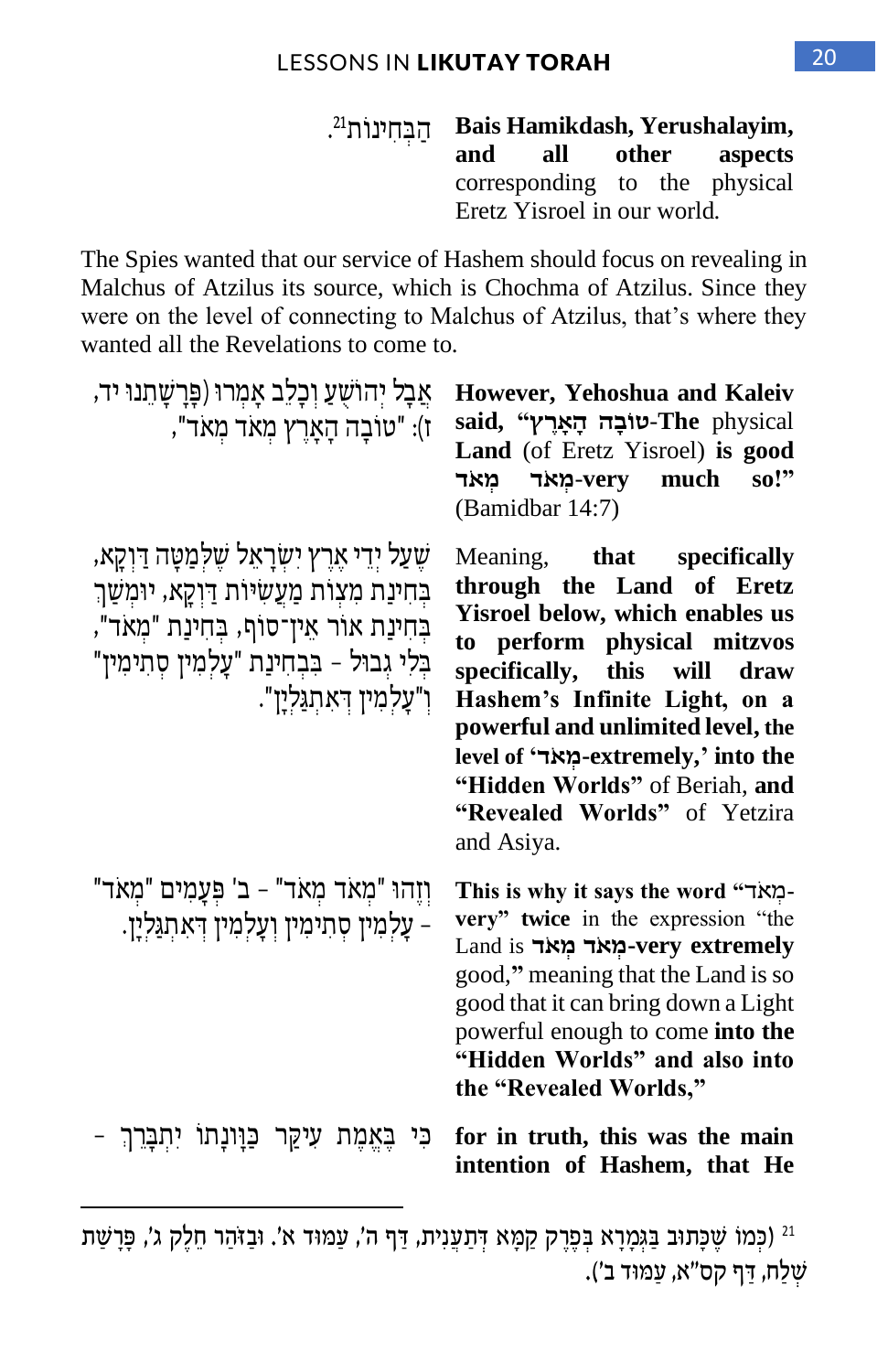הַבְּחִינוֹת[21].

**Bais Hamikdash, Yerushalayim, and all other aspects** corresponding to the physical Eretz Yisroel in our world.

The Spies wanted that our service of Hashem should focus on revealing in Malchus of Atzilus its source, which is Chochma of Atzilus. Since they were on the level of connecting to Malchus of Atzilus, that's where they wanted all the Revelations to come to.

אֲבָל יְהוֹשֻׁעַ וְכָלֵב אָמְרוּ (פָּרָשָׁתֵנוּ יד, ז): "טוֹבָה הָאָרֶץ מְאֹד מְאֹד",

**However, Yehoshua and Kaleiv said, "טוֹבָה הָאָרֶץ-The** physical **Land** (of Eretz Yisroel) **is good מְאֹד מְאֹד-very much so!"** (Bamidbar 14:7)

שֶׁעַל יְדֵי אֶרֶץ יִשְׂרָאֵל שֶׁלְּמַטָּה דַּוְקָא, בְּחִינַת מִצְוֹת מַעֲשִׂיּוֹת דַּוְקָא, יוּמְשַׁךְ בְּחִינַת אוֹר אֵין־סוֹף, בְּחִינַת "מְאֹד", בְּלִי גְבוּל – בִּבְחִינַת "עָלְמִין סְתִימִין" וְ"עָלְמִין דְּאִתְגַּלְיָן".

Meaning, **that specifically through the Land of Eretz Yisroel below, which enables us to perform physical mitzvos specifically, this will draw Hashem's Infinite Light, on a powerful and unlimited level, the level of 'מְאֹד-extremely,' into the "Hidden Worlds"** of Beriah, **and "Revealed Worlds"** of Yetzira and Asiya.

וְזֶהוּ "מְאֹד מְאֹד" – ב' פְּעָמִים "מְאֹד" – עָלְמִין סְתִימִין וְעָלְמִין דְּאִתְגַּלְיָן.

**This is why it says the word "מְאֹד-very" twice** in the expression "the Land is **מְאֹד מְאֹד-very extremely good,"** meaning that the Land is so good that it can bring down a Light powerful enough to come **into the "Hidden Worlds" and also into the "Revealed Worlds,"**

כִּי בֶּאֱמֶת עִיקַּר כַּוָּנָתוֹ יִתְבָּרֵךְ –

**for in truth, this was the main intention of Hashem, that He**

---

[21] כְּמוֹ שֶׁכָּתוּב בַּגְּמָרָא בְּפֶרֶק קַמָּא דְּתַעֲנִית, דַּף ה', עַמּוּד א'. וּבַזֹּהַר חֵלֶק ג', פָּרָשַׁת שְׁלַח, דַּף קס"א, עַמּוּד ב').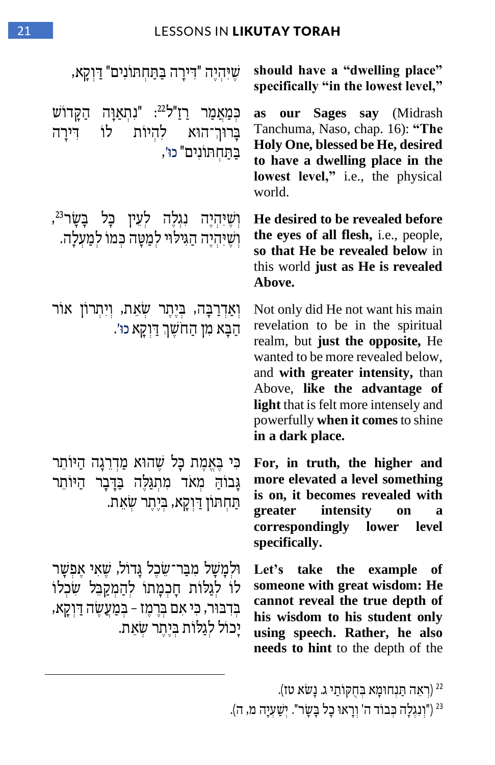שֶׁיִּהְיֶה "דִּירָה בַּתַּחְתּוֹנִים" דַּוְקָא,

**should have a "dwelling place" specifically "in the lowest level,"**

כְּמַאֲמַר רַזַ"ל[22]: "נִתְאַוָּה הַקָּדוֹשׁ בָּרוּךְ־הוּא לִהְיוֹת לוֹ דִּירָה בַּתַּחְתּוֹנִים" כו',

**as our Sages say** (Midrash Tanchuma, Naso, chap. 16): **"The Holy One, blessed be He, desired to have a dwelling place in the lowest level,"** i.e., the physical world.

וְשֶׁיִּהְיֶה נִגְלֶה לְעֵין כָּל בָּשָׂר[23], וְשֶׁיִּהְיֶה הַגִּילּוּי לְמַטָּה כְּמוֹ לְמַעְלָה.

**He desired to be revealed before the eyes of all flesh,** i.e., people, **so that He be revealed below** in this world **just as He is revealed Above.**

וְאַדְרַבָּה, בְּיֶתֶר שְׂאֵת, וְיִתְרוֹן אוֹר הַבָּא מִן הַחֹשֶׁךְ דַּוְקָא כו'.

Not only did He not want his main revelation to be in the spiritual realm, but **just the opposite,** He wanted to be more revealed below, and **with greater intensity,** than Above, **like the advantage of light** that is felt more intensely and powerfully **when it comes** to shine **in a dark place.**

כִּי בֶּאֱמֶת כָּל שֶׁהוּא מַדְרֵגָה הַיּוֹתֵר גְּבוֹהָה מְאֹד מִתְגַּלֶּה בַּדָּבָר הַיּוֹתֵר תַּחְתּוֹן דַּוְקָא, בְּיֶתֶר שְׂאֵת.

**For, in truth, the higher and more elevated a level something is on, it becomes revealed with greater intensity on a correspondingly lower level specifically.**

וּלְמָשָׁל מִבַּר־שֵׂכֶל גָּדוֹל, שֶׁאִי אֶפְשָׁר לוֹ לְגַלּוֹת חָכְמָתוֹ לְהַמְקַבֵּל שִׂכְלוֹ בְּדִבּוּר, כִּי אִם בְּרֶמֶז – בְּמַעֲשֶׂה דַּוְקָא, יָכוֹל לְגַלּוֹת בְּיֶתֶר שְׂאֵת.

**Let's take the example of someone with great wisdom: He cannot reveal the true depth of his wisdom to his student only using speech. Rather, he also needs to hint** to the depth of the

---

[22] (רְאֵה תַּנְחוּמָא בְּחֻקּוֹתַי ג. נָשֹׂא טז).

[23] ("וְנִגְלָה כְּבוֹד ה' וְרָאוּ כָל בָּשָׂר". יְשַׁעְיָה מ, ה).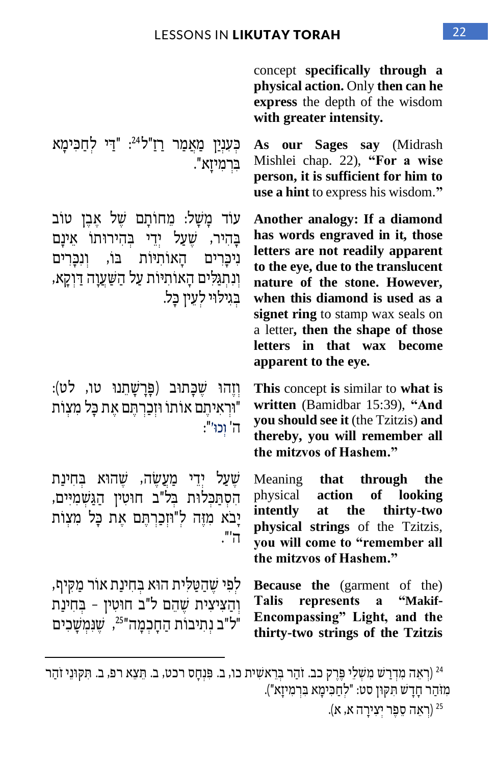concept **specifically through a physical action.** Only **then can he express** the depth of the wisdom **with greater intensity.**

כְּעִנְיַן מַאֲמַר רַזַ"ל[24]: "דַּי לְחַכִּימָא בִּרְמִיזָא".

**As our Sages say** (Midrash Mishlei chap. 22), **"For a wise person, it is sufficient for him to use a hint** to express his wisdom.**"**

עוֹד מָשָׁל: מְחוֹתָם שֶׁל אֶבֶן טוֹב בָּהִיר, שֶׁעַל יְדֵי בְּהִירוּתוֹ אֵינָם נִיכָּרִים הָאוֹתִיּוֹת בּוֹ, וְנִכָּרִים וְנִתְגַּלִּים הָאוֹתִיּוֹת עַל הַשַּׁעֲוָה דַּוְקָא, בְּגִילּוּי לְעֵין כָּל.

**Another analogy: If a diamond has words engraved in it, those letters are not readily apparent to the eye, due to the translucent nature of the stone. However, when this diamond is used as a signet ring** to stamp wax seals on a letter, **then the shape of those letters in that wax become apparent to the eye.**

וְזֶהוּ שֶׁכָּתוּב (פָּרָשָׁתֵנוּ טו, לט): "וּרְאִיתֶם אוֹתוֹ וּזְכַרְתֶּם אֶת כָּל מִצְוֹת ה' וְכוּ'":

**This** concept **is** similar to **what is written** (Bamidbar 15:39), **"And you should see it** (the Tzitzis) **and thereby, you will remember all the mitzvos of Hashem."**

שֶׁעַל יְדֵי מַעֲשֶׂה, שֶׁהוּא בְּחִינַת הִסְתַּכְּלוּת בְּל"ב חוּטִין הַגַּשְׁמִיִּים, יָבֹא מִזֶּה לְ"וּזְכַרְתֶּם אֶת כָּל מִצְוֹת ה'".

Meaning **that through the** physical **action of looking** intently **at the thirty-two physical strings** of the Tzitzis, **you will come to "remember all the mitzvos of Hashem."**

לְפִי שֶׁהַטַּלִּית הוּא בְּחִינַת אוֹר מַקִּיף, וְהַצִּיצִית שֶׁהֵם ל"ב חוּטִין – בְּחִינַת "ל"ב נְתִיבוֹת הַחָכְמָה"[25], שֶׁנִּמְשָׁכִים

**Because the** (garment of the) **Talis represents a "Makif-Encompassing" Light, and the thirty-two strings of the Tzitzis**

---

[24] (רְאֵה מִדְרַשׁ מִשְׁלֵי פֶּרֶק כב. זֹהַר בְּרֵאשִׁית כו, ב. פִּנְחָס רכט, ב. תֵּצֵא רפ, ב. תִּקּוּנֵי זֹהַר מִזֹּהַר חָדָשׁ תִּקּוּן סט: "לְחַכִּימָא בִּרְמִיזָא").

[25] (רְאֵה סֵפֶר יְצִירָה א, א).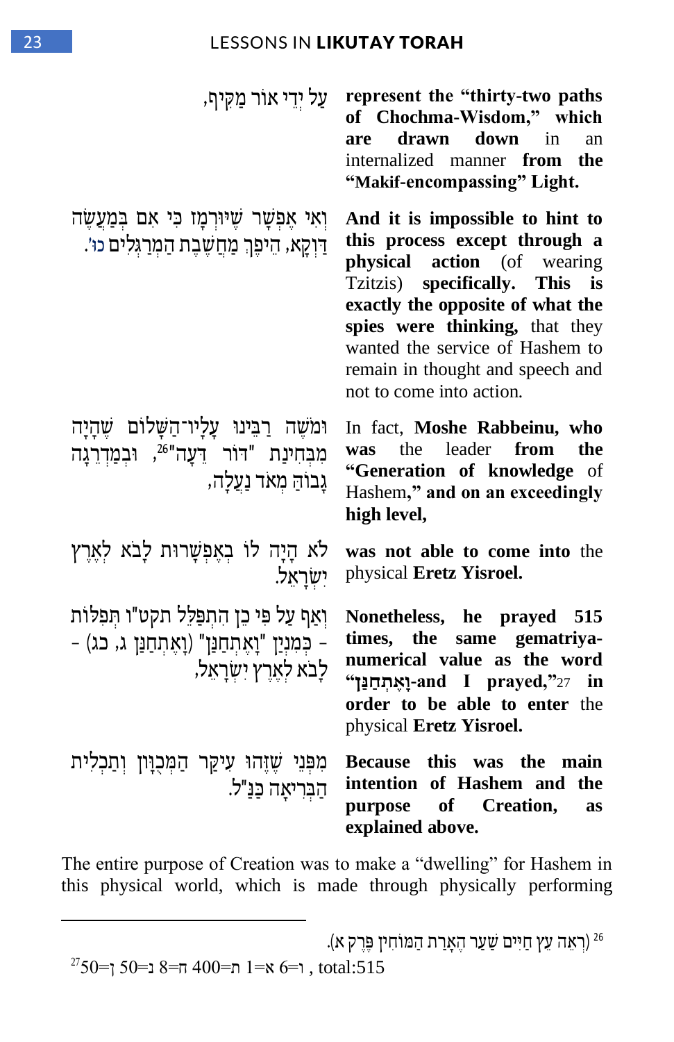| | |
|---|---|
| עַל יְדֵי אוֹר מַקִּיף, | **represent the "thirty-two paths of Chochma-Wisdom," which are drawn down** in an internalized manner **from the "Makif-encompassing" Light.** |
| וְאִי אֶפְשָׁר שֶׁיּוּרְמָז כִּי אִם בְּמַעֲשֶׂה דַּוְקָא, הֵיפֶךְ מַחֲשֶׁבֶת הַמְרַגְּלִים כו'. | **And it is impossible to hint to this process except through a physical action** (of wearing Tzitzis) **specifically. This is exactly the opposite of what the spies were thinking,** that they wanted the service of Hashem to remain in thought and speech and not to come into action. |
| וּמֹשֶׁה רַבֵּינוּ עָלָיו־הַשָּׁלוֹם שֶׁהָיָה מִבְּחִינַת "דּוֹר דֵּעָה"[26], וּבְמַדְרֵגָה גְּבוֹהָה מְאֹד נַעֲלָה, | In fact, **Moshe Rabbeinu, who was** the leader **from** the **"Generation of knowledge** of Hashem," **and on an exceedingly high level,** |
| לֹא הָיָה לוֹ בְּאֶפְשָׁרוּת לָבֹא לְאֶרֶץ יִשְׂרָאֵל. | **was not able to come into** the physical **Eretz Yisroel.** |
| וְאַף עַל פִּי כֵן הִתְפַּלֵּל תקט"ו תְּפִלּוֹת - כְּמִנְיַן "וָאֶתְחַנַּן" (וָאֶתְחַנַּן ג, כג) - לָבֹא לְאֶרֶץ יִשְׂרָאֵל, | **Nonetheless, he prayed 515 times, the same gematriya-numerical value as the word "וָאֶתְחַנַּן-and I prayed,"**[27] **in order to be able to enter** the physical **Eretz Yisroel.** |
| מִפְּנֵי שֶׁזֶּהוּ עִיקַּר הַמְּכֻוָּן וְתַכְלִית הַבְּרִיאָה כַּנַּ"ל. | **Because this was the main intention of Hashem and the purpose of Creation, as explained above.** |

The entire purpose of Creation was to make a "dwelling" for Hashem in this physical world, which is made through physically performing

---

[26] (רְאֵה עֵץ חַיִּים שַׁעַר הֶאָרַת הַמּוֹחִין פֶּרֶק א).

[27] ן=50 נ=50 ח=8 ת=400 א=1 ו=6 , total:515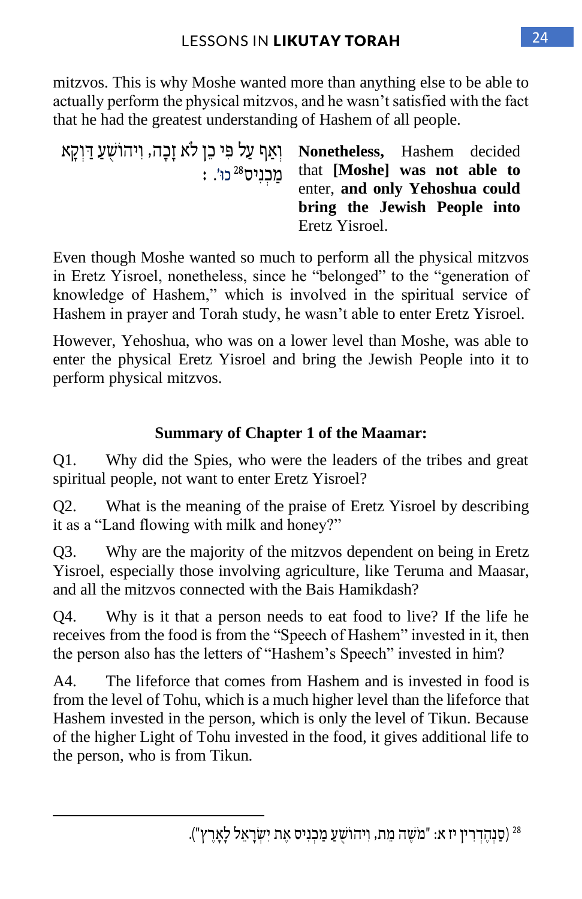mitzvos. This is why Moshe wanted more than anything else to be able to actually perform the physical mitzvos, and he wasn't satisfied with the fact that he had the greatest understanding of Hashem of all people.

וְאַף עַל פִּי כֵן לֹא זָכָה, וִיהוֹשֻׁעַ דַּוְקָא מַכְנִיס[28] כוּ'. :

**Nonetheless,** Hashem decided that **[Moshe] was not able to** enter, **and only Yehoshua could bring the Jewish People into** Eretz Yisroel.

Even though Moshe wanted so much to perform all the physical mitzvos in Eretz Yisroel, nonetheless, since he "belonged" to the "generation of knowledge of Hashem," which is involved in the spiritual service of Hashem in prayer and Torah study, he wasn't able to enter Eretz Yisroel.

However, Yehoshua, who was on a lower level than Moshe, was able to enter the physical Eretz Yisroel and bring the Jewish People into it to perform physical mitzvos.

### Summary of Chapter 1 of the Maamar:

Q1. Why did the Spies, who were the leaders of the tribes and great spiritual people, not want to enter Eretz Yisroel?

Q2. What is the meaning of the praise of Eretz Yisroel by describing it as a "Land flowing with milk and honey?"

Q3. Why are the majority of the mitzvos dependent on being in Eretz Yisroel, especially those involving agriculture, like Teruma and Maasar, and all the mitzvos connected with the Bais Hamikdash?

Q4. Why is it that a person needs to eat food to live? If the life he receives from the food is from the "Speech of Hashem" invested in it, then the person also has the letters of "Hashem's Speech" invested in him?

A4. The lifeforce that comes from Hashem and is invested in food is from the level of Tohu, which is a much higher level than the lifeforce that Hashem invested in the person, which is only the level of Tikun. Because of the higher Light of Tohu invested in the food, it gives additional life to the person, who is from Tikun.

---

[28] (סַנְהֶדְרִין יז א: "מֹשֶׁה מֵת, וִיהוֹשֻׁעַ מַכְנִיס אֶת יִשְׂרָאֵל לָאָרֶץ").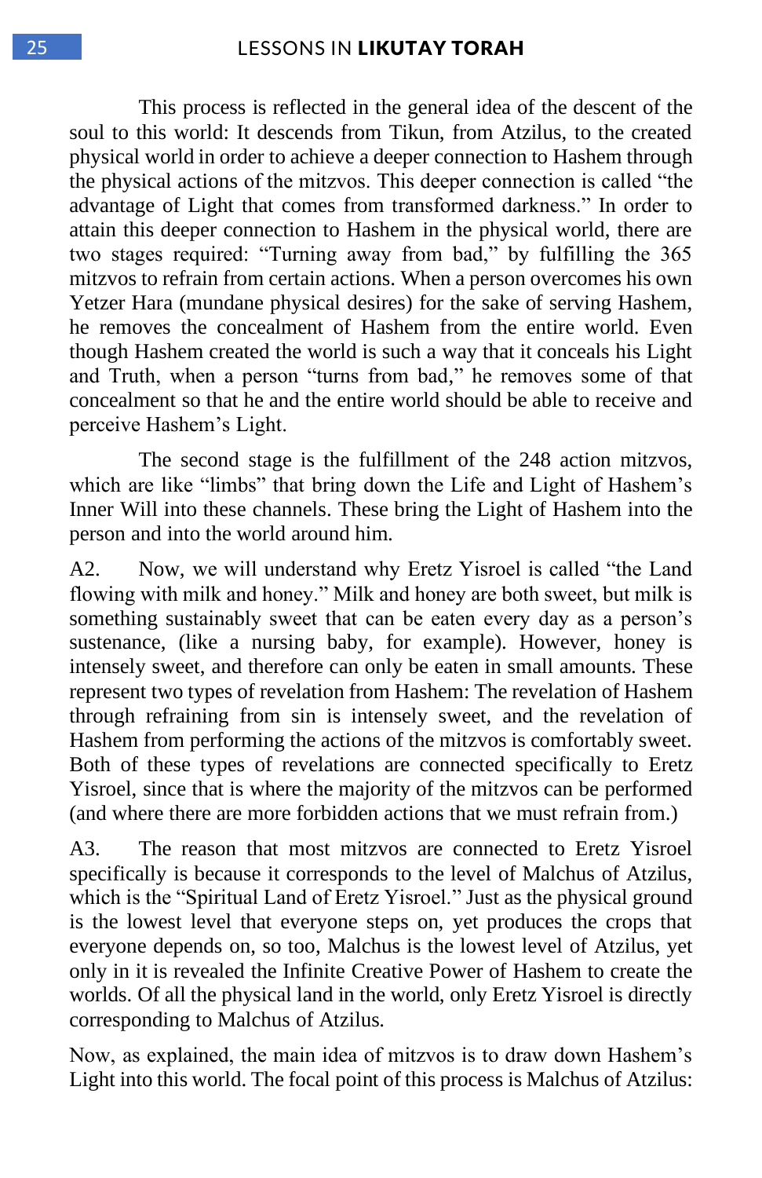This process is reflected in the general idea of the descent of the soul to this world: It descends from Tikun, from Atzilus, to the created physical world in order to achieve a deeper connection to Hashem through the physical actions of the mitzvos. This deeper connection is called "the advantage of Light that comes from transformed darkness." In order to attain this deeper connection to Hashem in the physical world, there are two stages required: "Turning away from bad," by fulfilling the 365 mitzvos to refrain from certain actions. When a person overcomes his own Yetzer Hara (mundane physical desires) for the sake of serving Hashem, he removes the concealment of Hashem from the entire world. Even though Hashem created the world is such a way that it conceals his Light and Truth, when a person "turns from bad," he removes some of that concealment so that he and the entire world should be able to receive and perceive Hashem's Light.

The second stage is the fulfillment of the 248 action mitzvos, which are like "limbs" that bring down the Life and Light of Hashem's Inner Will into these channels. These bring the Light of Hashem into the person and into the world around him.

A2. Now, we will understand why Eretz Yisroel is called "the Land flowing with milk and honey." Milk and honey are both sweet, but milk is something sustainably sweet that can be eaten every day as a person's sustenance, (like a nursing baby, for example). However, honey is intensely sweet, and therefore can only be eaten in small amounts. These represent two types of revelation from Hashem: The revelation of Hashem through refraining from sin is intensely sweet, and the revelation of Hashem from performing the actions of the mitzvos is comfortably sweet. Both of these types of revelations are connected specifically to Eretz Yisroel, since that is where the majority of the mitzvos can be performed (and where there are more forbidden actions that we must refrain from.)

A3. The reason that most mitzvos are connected to Eretz Yisroel specifically is because it corresponds to the level of Malchus of Atzilus, which is the "Spiritual Land of Eretz Yisroel." Just as the physical ground is the lowest level that everyone steps on, yet produces the crops that everyone depends on, so too, Malchus is the lowest level of Atzilus, yet only in it is revealed the Infinite Creative Power of Hashem to create the worlds. Of all the physical land in the world, only Eretz Yisroel is directly corresponding to Malchus of Atzilus.

Now, as explained, the main idea of mitzvos is to draw down Hashem's Light into this world. The focal point of this process is Malchus of Atzilus: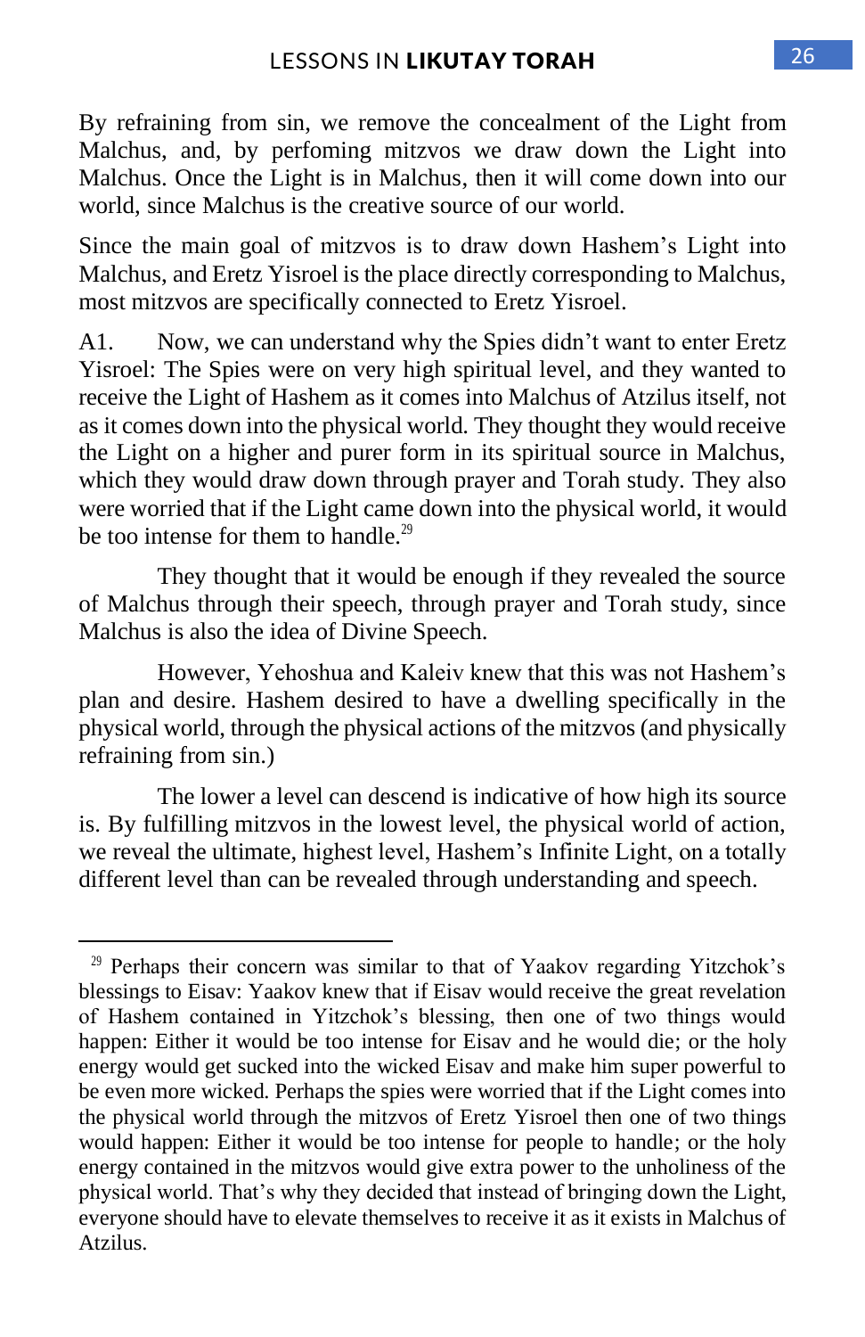By refraining from sin, we remove the concealment of the Light from Malchus, and, by perfoming mitzvos we draw down the Light into Malchus. Once the Light is in Malchus, then it will come down into our world, since Malchus is the creative source of our world.

Since the main goal of mitzvos is to draw down Hashem's Light into Malchus, and Eretz Yisroel is the place directly corresponding to Malchus, most mitzvos are specifically connected to Eretz Yisroel.

A1. Now, we can understand why the Spies didn't want to enter Eretz Yisroel: The Spies were on very high spiritual level, and they wanted to receive the Light of Hashem as it comes into Malchus of Atzilus itself, not as it comes down into the physical world. They thought they would receive the Light on a higher and purer form in its spiritual source in Malchus, which they would draw down through prayer and Torah study. They also were worried that if the Light came down into the physical world, it would be too intense for them to handle.[29]

They thought that it would be enough if they revealed the source of Malchus through their speech, through prayer and Torah study, since Malchus is also the idea of Divine Speech.

However, Yehoshua and Kaleiv knew that this was not Hashem's plan and desire. Hashem desired to have a dwelling specifically in the physical world, through the physical actions of the mitzvos (and physically refraining from sin.)

The lower a level can descend is indicative of how high its source is. By fulfilling mitzvos in the lowest level, the physical world of action, we reveal the ultimate, highest level, Hashem's Infinite Light, on a totally different level than can be revealed through understanding and speech.

---

[29] Perhaps their concern was similar to that of Yaakov regarding Yitzchok's blessings to Eisav: Yaakov knew that if Eisav would receive the great revelation of Hashem contained in Yitzchok's blessing, then one of two things would happen: Either it would be too intense for Eisav and he would die; or the holy energy would get sucked into the wicked Eisav and make him super powerful to be even more wicked. Perhaps the spies were worried that if the Light comes into the physical world through the mitzvos of Eretz Yisroel then one of two things would happen: Either it would be too intense for people to handle; or the holy energy contained in the mitzvos would give extra power to the unholiness of the physical world. That's why they decided that instead of bringing down the Light, everyone should have to elevate themselves to receive it as it exists in Malchus of Atzilus.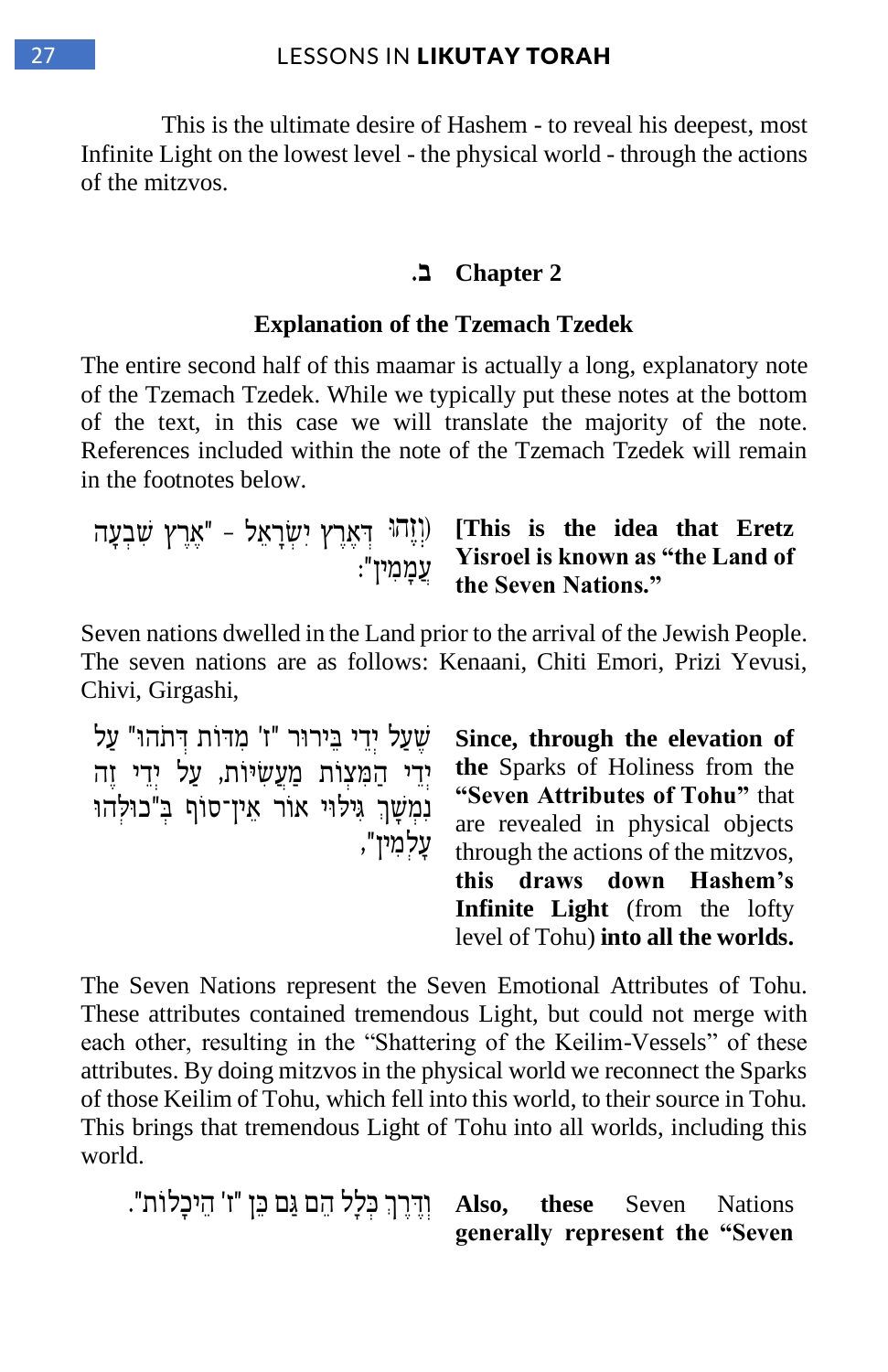This is the ultimate desire of Hashem - to reveal his deepest, most Infinite Light on the lowest level - the physical world - through the actions of the mitzvos.

## ב. Chapter 2

### Explanation of the Tzemach Tzedek

The entire second half of this maamar is actually a long, explanatory note of the Tzemach Tzedek. While we typically put these notes at the bottom of the text, in this case we will translate the majority of the note. References included within the note of the Tzemach Tzedek will remain in the footnotes below.

(וְזֶהוּ דְּאֶרֶץ יִשְׂרָאֵל - "אֶרֶץ שִׁבְעָה עֲמָמִין":

**[This is the idea that Eretz Yisroel is known as "the Land of the Seven Nations."**

Seven nations dwelled in the Land prior to the arrival of the Jewish People. The seven nations are as follows: Kenaani, Chiti Emori, Prizi Yevusi, Chivi, Girgashi,

שֶׁעַל יְדֵי בֵּירוּר "ז' מִדּוֹת דְּתֹהוּ" עַל יְדֵי הַמִּצְוֹת מַעֲשִׂיּוֹת, עַל יְדֵי זֶה נִמְשָׁךְ גִּילּוּי אוֹר אֵין־סוֹף בְּ"כוּלְּהוּ עָלְמִין",

**Since, through the elevation of the** Sparks of Holiness from the **"Seven Attributes of Tohu"** that are revealed in physical objects through the actions of the mitzvos, **this draws down Hashem's Infinite Light** (from the lofty level of Tohu) **into all the worlds.**

The Seven Nations represent the Seven Emotional Attributes of Tohu. These attributes contained tremendous Light, but could not merge with each other, resulting in the "Shattering of the Keilim-Vessels" of these attributes. By doing mitzvos in the physical world we reconnect the Sparks of those Keilim of Tohu, which fell into this world, to their source in Tohu. This brings that tremendous Light of Tohu into all worlds, including this world.

וְדֶרֶךְ כְּלָל הֵם גַּם כֵּן "ז' הֵיכָלוֹת".

**Also, these** Seven Nations **generally represent the "Seven**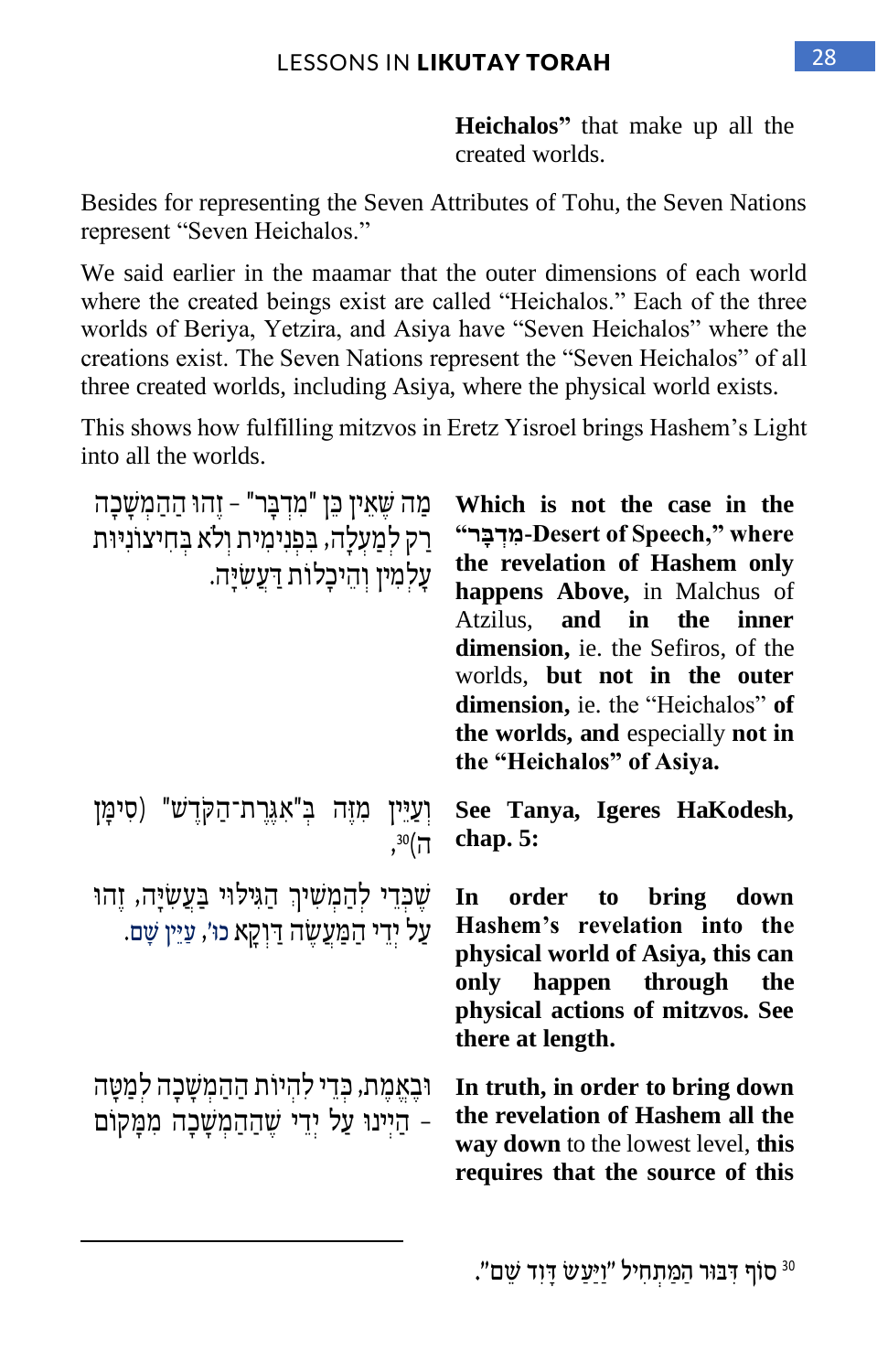**Heichalos"** that make up all the created worlds.

Besides for representing the Seven Attributes of Tohu, the Seven Nations represent "Seven Heichalos."

We said earlier in the maamar that the outer dimensions of each world where the created beings exist are called "Heichalos." Each of the three worlds of Beriya, Yetzira, and Asiya have "Seven Heichalos" where the creations exist. The Seven Nations represent the "Seven Heichalos" of all three created worlds, including Asiya, where the physical world exists.

This shows how fulfilling mitzvos in Eretz Yisroel brings Hashem's Light into all the worlds.

מַה שֶּׁאֵין כֵּן "מִדְבָּר" – זֶהוּ הַהַמְשָׁכָה רַק לְמַעְלָה, בִּפְנִימִית וְלֹא בְּחִיצוֹנִיּוּת עָלְמִין וְהֵיכָלוֹת דַּעֲשִׂיָּה.

**Which is not the case in the "מִדְבָּר-Desert of Speech," where the revelation of Hashem only happens Above,** in Malchus of Atzilus, **and in the inner dimension,** ie. the Sefiros, of the worlds, **but not in the outer dimension,** ie. the "Heichalos" **of the worlds, and** especially **not in the "Heichalos" of Asiya.**

וְעַיֵּין מִזֶּה בְּ"אִגֶּרֶת־הַקֹּדֶשׁ" (סִימָן ה)[30],

**See Tanya, Igeres HaKodesh, chap. 5:**

שֶׁכְּדֵי לְהַמְשִׁיךְ הַגִּילּוּי בַּעֲשִׂיָּה, זֶהוּ עַל יְדֵי הַמַּעֲשֶׂה דַּוְקָא כוּ', עַיֵּין שָׁם.

**In order to bring down Hashem's revelation into the physical world of Asiya, this can only happen through the physical actions of mitzvos. See there at length.**

וּבֶאֱמֶת, כְּדֵי לִהְיוֹת הַהַמְשָׁכָה לְמַטָּה – הַיְינוּ עַל יְדֵי שֶׁהַהַמְשָׁכָה מִמָּקוֹם

**In truth, in order to bring down the revelation of Hashem all the way down** to the lowest level, **this requires that the source of this**

---

[30] סוֹף דִּבּוּר הַמַּתְחִיל "וַיַּעַשׂ דָּוִד שֵׁם".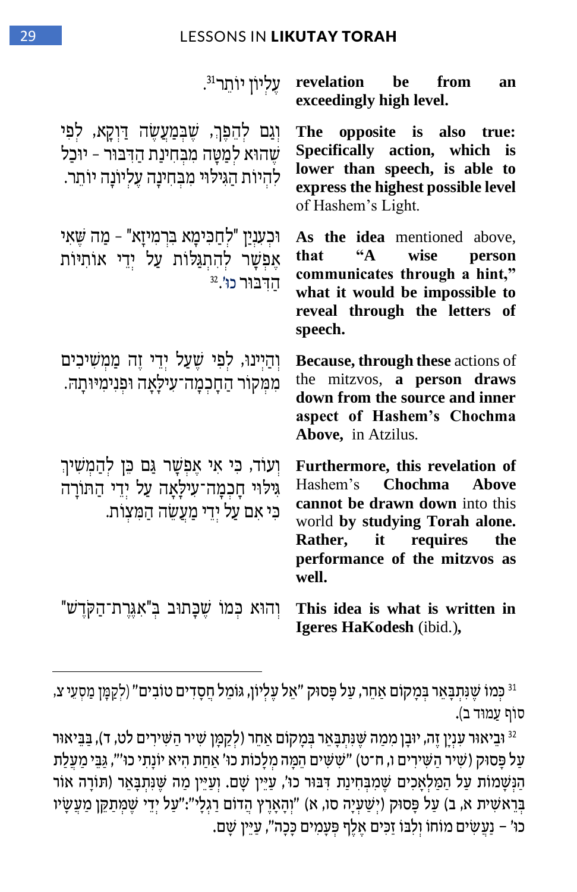| | |
|---|---|
| עֶלְיוֹן יוֹתֵר[31]. | **revelation be from an exceedingly high level.** |
| וְגַם לְהֵפֶךְ, שֶׁבְּמַעֲשֶׂה דַּוְקָא, לְפִי שֶׁהוּא לְמַטָּה מִבְּחִינַת הַדִּבּוּר - יוּכַל לִהְיוֹת הַגִּילּוּי מִבְּחִינָה עֶלְיוֹנָה יוֹתֵר. | **The opposite is also true: Specifically action, which is lower than speech, is able to express the highest possible level** of Hashem's Light. |
| וּכְעִנְיַן "לְחַכִּימָא בִּרְמִיזָא" - מַה שֶּׁאִי אֶפְשָׁר לְהִתְגַּלּוֹת עַל יְדֵי אוֹתִיּוֹת הַדִּבּוּר כוּ'.[32] | **As the idea** mentioned above, **that "A wise person communicates through a hint," what it would be impossible to reveal through the letters of speech.** |
| וְהַיְינוּ, לְפִי שֶׁעַל יְדֵי זֶה מַמְשִׁיכִים מִמְּקוֹר הַחָכְמָה־עִילָּאָה וּפְנִימִיּוּתָהּ. | **Because, through these** actions of the mitzvos, **a person draws down from the source and inner aspect of Hashem's Chochma Above,** in Atzilus. |
| וְעוֹד, כִּי אִי אֶפְשָׁר גַּם כֵּן לְהַמְשִׁיךְ גִּילּוּי חָכְמָה־עִילָּאָה עַל יְדֵי הַתּוֹרָה כִּי אִם עַל יְדֵי מַעֲשֵׂה הַמִּצְוֹת. | **Furthermore, this revelation of** Hashem's **Chochma Above cannot be drawn down** into this world **by studying Torah alone. Rather, it requires the performance of the mitzvos as well.** |
| וְהוּא כְּמוֹ שֶׁכָּתוּב בְּ"אִגֶּרֶת־הַקֹּדֶשׁ" | **This idea is what is written in Igeres HaKodesh** (ibid.)**,** |

---

[31] כְּמוֹ שֶׁנִּתְבָּאֵר בְּמָקוֹם אַחֵר, עַל פָּסוּק "אֵל עֶלְיוֹן, גּוֹמֵל חֲסָדִים טוֹבִים" (לְקַמָּן מַסְעֵי צ, סוֹף עַמּוּד ב).

[32] וּבֵיאוּר עִנְיָן זֶה, יוּבָן מִמַּה שֶּׁנִּתְבָּאֵר בְּמָקוֹם אַחֵר (לְקַמָּן שִׁיר הַשִּׁירִים לט, ד), בְּבֵיאוּר עַל פָּסוּק (שִׁיר הַשִּׁירִים ו, ח־ט) "שִׁשִּׁים הֵמָּה מְלָכוֹת כוּ' אַחַת הִיא יוֹנָתִי כוּ'", גַּבֵּי מַעֲלַת הַנְּשָׁמוֹת עַל הַמַּלְאָכִים שֶׁמִּבְּחִינַת דִּבּוּר כוּ', עַיֵּין שָׁם. וְעַיֵּין מַה שֶּׁנִּתְבָּאֵר (תּוֹרָה אוֹר בְּרֵאשִׁית א, ב) עַל פָּסוּק (יְשַׁעְיָה סו, א) "וְהָאָרֶץ הֲדוֹם רַגְלָי": "עַל יְדֵי שֶׁמְּתַקֵּן מַעֲשָׂיו כוּ' – נַעֲשִׂים מוֹחוֹ וְלִבּוֹ זַכִּים אֶלֶף פְּעָמִים כָּכָה", עַיֵּין שָׁם.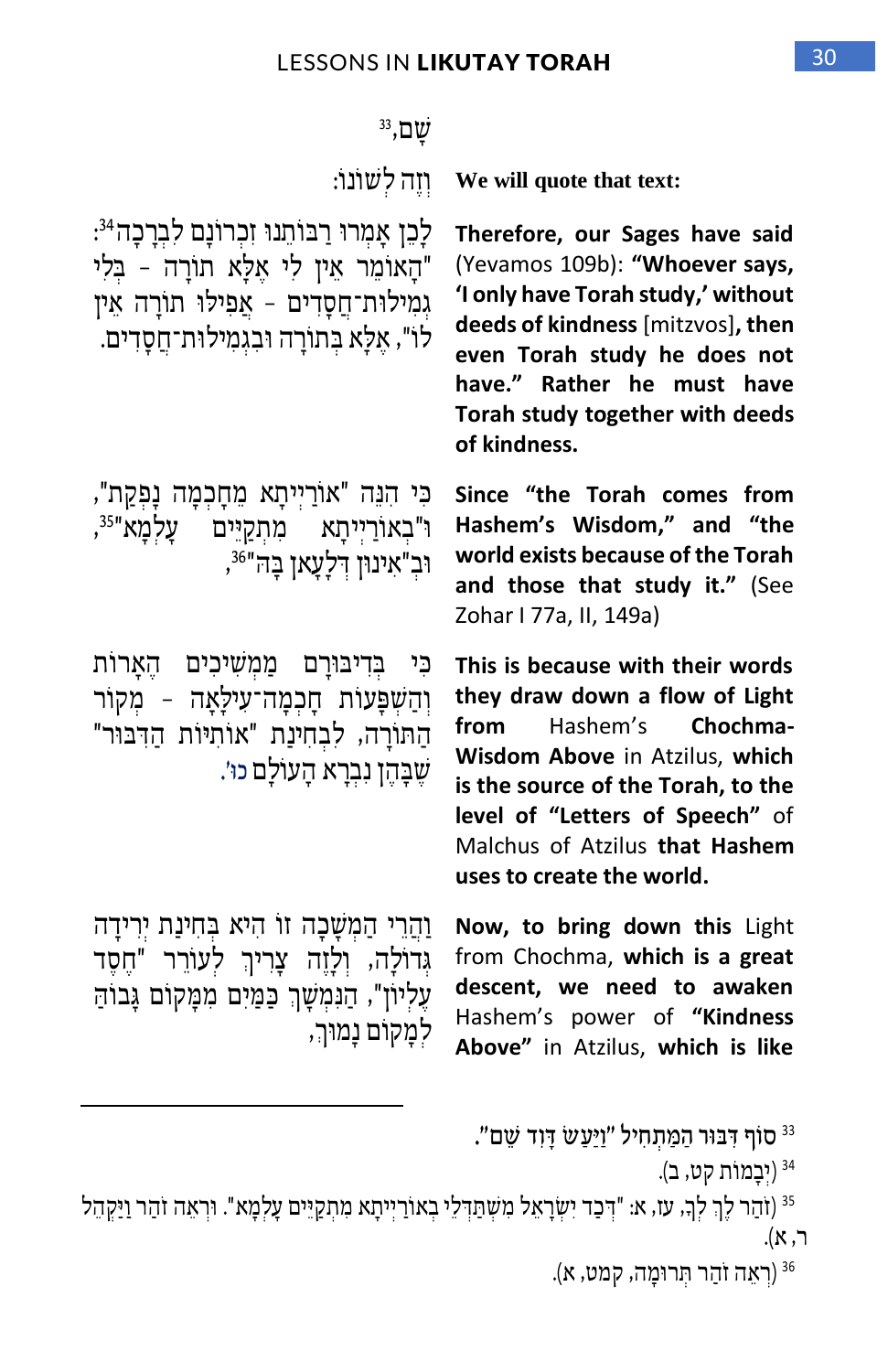שָׁם,[33]

וְזֶה לְשׁוֹנוֹ: **We will quote that text:**

לָכֵן אָמְרוּ רַבּוֹתֵינוּ זִכְרוֹנָם לִבְרָכָה[34]: "הָאוֹמֵר אֵין לִי אֶלָּא תוֹרָה - בְּלִי גְמִילוּת־חֲסָדִים - אֲפִילּוּ תוֹרָה אֵין לוֹ", אֶלָּא בְּתוֹרָה וּבִגְמִילוּת־חֲסָדִים.

**Therefore, our Sages have said** (Yevamos 109b): **"Whoever says, 'I only have Torah study,' without deeds of kindness** [mitzvos], **then even Torah study he does not have." Rather he must have Torah study together with deeds of kindness.**

כִּי הִנֵּה "אוֹרַיְיתָא מֵחָכְמָה נָפְקַת", וּ"בְאוֹרַיְיתָא מִתְקַיֵּים עָלְמָא"[35], וּבְ"אִינוּן דְּלָעָאן בָּהּ"[36],

**Since "the Torah comes from Hashem's Wisdom," and "the world exists because of the Torah and those that study it."** (See Zohar I 77a, II, 149a)

כִּי בְּדִיבּוּרָם מַמְשִׁיכִים הֶאָרוֹת וְהַשְׁפָּעוֹת חָכְמָה־עִילָּאָה - מְקוֹר הַתּוֹרָה, לִבְחִינַת "אוֹתִיּוֹת הַדִּבּוּר" שֶׁבָּהֶן נִבְרָא הָעוֹלָם כוּ'.

**This is because with their words they draw down a flow of Light from** Hashem's **Chochma-Wisdom Above** in Atzilus, **which is the source of the Torah, to the level of "Letters of Speech"** of Malchus of Atzilus **that Hashem uses to create the world.**

וַהֲרֵי הַמְשָׁכָה זוֹ הִיא בְּחִינַת יְרִידָה גְּדוֹלָה, וְלָזֶה צָרִיךְ לְעוֹרֵר "חֶסֶד עֶלְיוֹן", הַנִּמְשָׁךְ כַּמַּיִם מִמָּקוֹם גָּבוֹהַּ לְמָקוֹם נָמוּךְ,

**Now, to bring down this** Light from Chochma, **which is a great descent, we need to awaken** Hashem's power of **"Kindness Above"** in Atzilus, **which is like**

---

[33] סוֹף דִּבּוּר הַמַּתְחִיל "וַיַּעַשׂ דָּוִד שֵׁם".

[34] (יְבָמוֹת קט, ב).

[35] (זֹהַר לֶךְ לְךָ, עז, א: "דְּכַד יִשְׂרָאֵל מִשְׁתַּדְּלֵי בְאוֹרַיְיתָא מִתְקַיֵּים עָלְמָא". וּרְאֵה זֹהַר וַיַּקְהֵל ר, א).

[36] (רְאֵה זֹהַר תְּרוּמָה, קמט, א).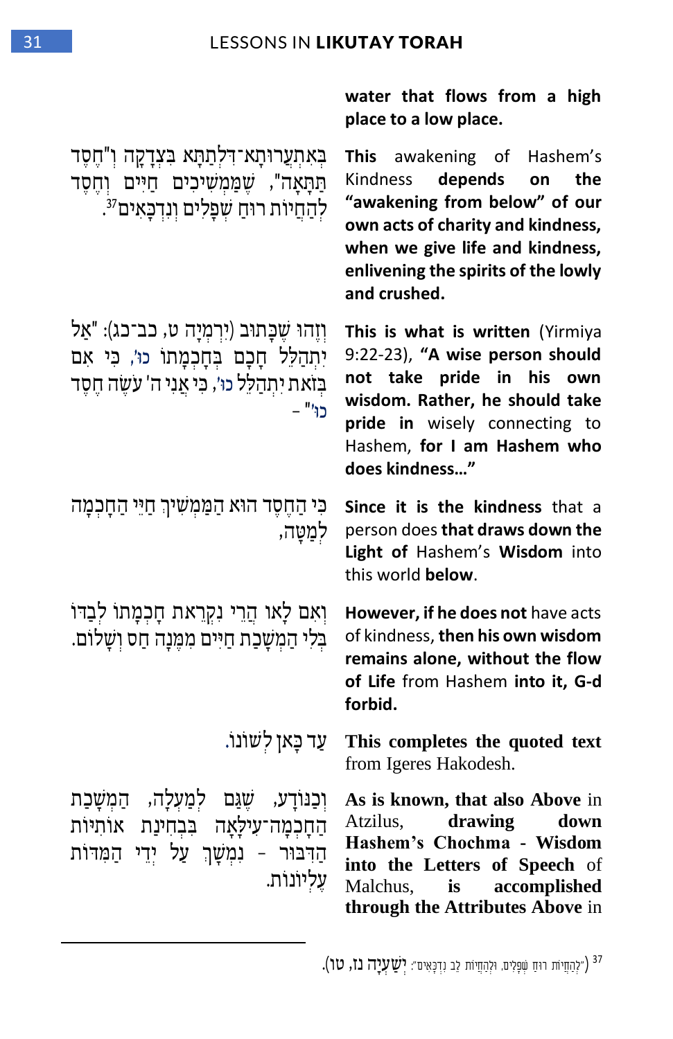**water that flows from a high place to a low place.**

בְּאִתְעֲרוּתָא־דִלְתַתָּא בִּצְדָקָה וְ"חֶסֶד תַּתָּאָה", שֶׁמַּמְשִׁיכִים חַיִּים וְחֶסֶד לְהַחֲיוֹת רוּחַ שְׁפָלִים וְנִדְכָּאִים[37].

**This** awakening of Hashem's Kindness **depends on the "awakening from below" of our own acts of charity and kindness, when we give life and kindness, enlivening the spirits of the lowly and crushed.**

וְזֶהוּ שֶׁכָּתוּב (יִרְמְיָה ט, כב־כג): "אַל יִתְהַלֵּל חָכָם בְּחָכְמָתוֹ כוּ', כִּי אִם בְּזֹאת יִתְהַלֵּל כוּ', כִּי אֲנִי ה' עֹשֶׂה חֶסֶד כוּ'" -

**This is what is written** (Yirmiya 9:22-23), **"A wise person should not take pride in his own wisdom. Rather, he should take pride in** wisely connecting to Hashem, **for I am Hashem who does kindness..."**

כִּי הַחֶסֶד הוּא הַמַּמְשִׁיךְ חַיֵּי הַחָכְמָה לְמַטָּה,

**Since it is the kindness** that a person does **that draws down the Light of** Hashem's **Wisdom** into this world **below**.

וְאִם לָאו הֲרֵי נִקְרֵאת חָכְמָתוֹ לְבַדּוֹ בְּלִי הַמְשָׁכַת חַיִּים מִמֶּנָּה חַס וְשָׁלוֹם.

**However, if he does not** have acts of kindness, **then his own wisdom remains alone, without the flow of Life** from Hashem **into it, G-d forbid.**

עַד כָּאן לְשׁוֹנוֹ.

**This completes the quoted text** from Igeres Hakodesh.

וְכַנּוֹדָע, שֶׁגַּם לְמַעְלָה, הַמְשָׁכַת הַחָכְמָה־עִילָּאָה בִּבְחִינַת אוֹתִיּוֹת הַדִּבּוּר - נִמְשָׁךְ עַל יְדֵי הַמִּדּוֹת עֶלְיוֹנוֹת.

**As is known, that also Above** in Atzilus, **drawing down Hashem's Chochma - Wisdom into the Letters of Speech** of Malchus, **is accomplished through the Attributes Above** in

---

[37] "לְהַחֲיוֹת רוּחַ שְׁפָלִים, וּלְהַחֲיוֹת לֵב נִדְכָּאִים" (יְשַׁעְיָה נז, טו).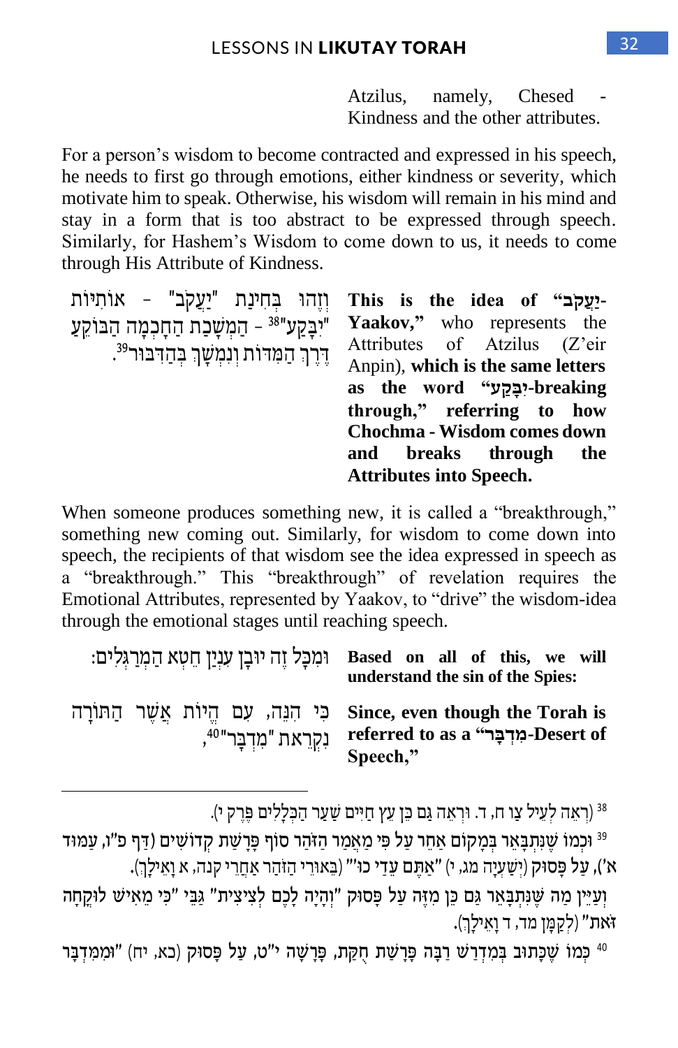Atzilus, namely, Chesed - Kindness and the other attributes.

For a person's wisdom to become contracted and expressed in his speech, he needs to first go through emotions, either kindness or severity, which motivate him to speak. Otherwise, his wisdom will remain in his mind and stay in a form that is too abstract to be expressed through speech. Similarly, for Hashem's Wisdom to come down to us, it needs to come through His Attribute of Kindness.

וְזֶהוּ בְּחִינַת "יַעֲקֹב" - אוֹתִיּוֹת "יִבָּקַע"[38] - הַמְשָׁכַת הַחָכְמָה הַבּוֹקֵעַ דֶּרֶךְ הַמִּדּוֹת וְנִמְשָׁךְ בְּהַדִּבּוּר[39].

**This is the idea of "יַעֲקֹב-Yaakov,"** who represents the Attributes of Atzilus (Z'eir Anpin), **which is the same letters as the word "יִבָּקַע-breaking through," referring to how Chochma - Wisdom comes down and breaks through the Attributes into Speech.**

When someone produces something new, it is called a "breakthrough," something new coming out. Similarly, for wisdom to come down into speech, the recipients of that wisdom see the idea expressed in speech as a "breakthrough." This "breakthrough" of revelation requires the Emotional Attributes, represented by Yaakov, to "drive" the wisdom-idea through the emotional stages until reaching speech.

וּמִכָּל זֶה יוּבַן עִנְיַן חֵטְא הַמְרַגְּלִים:

**Based on all of this, we will understand the sin of the Spies:**

כִּי הִנֵּה, עִם הֱיוֹת אֲשֶׁר הַתּוֹרָה נִקְרֵאת "מִדְבָּר"[40],

**Since, even though the Torah is referred to as a "מִדְבָּר-Desert of Speech,"**

---

[38] (רְאֵה לְעֵיל צו ח, ד. וּרְאֵה גַּם כֵּן עֵץ חַיִּים שַׁעַר הַכְּלָלִים פֶּרֶק י).

[39] וּכְמוֹ שֶׁנִּתְבָּאֵר בְּמָקוֹם אַחֵר עַל פִּי מַאֲמַר הַזֹּהַר סוֹף פָּרָשַׁת קְדוֹשִׁים (דַּף פ"ו, עַמּוּד א'), עַל פָּסוּק (יְשַׁעְיָה מג, י) "אַתֶּם עֵדַי כו'" (בֵּאוּרֵי הַזֹּהַר אַחֲרֵי קנה, א וָאֵילָךְ).
וְעַיֵּין מַה שֶּׁנִּתְבָּאֵר גַּם כֵּן מִזֶּה עַל פָּסוּק "וְהָיָה לָכֶם לְצִיצִית" גַּבֵּי "כִּי מֵאִישׁ לוּקְחָה זֹּאת" (לְקַמָּן מד, ד וָאֵילָךְ).

[40] כְּמוֹ שֶׁכָּתוּב בְּמִדְרָשׁ רַבָּה פָּרָשַׁת חֻקַּת, פָּרָשָׁה י"ט, עַל פָּסוּק (כא, יח) "וּמִמִּדְבָּר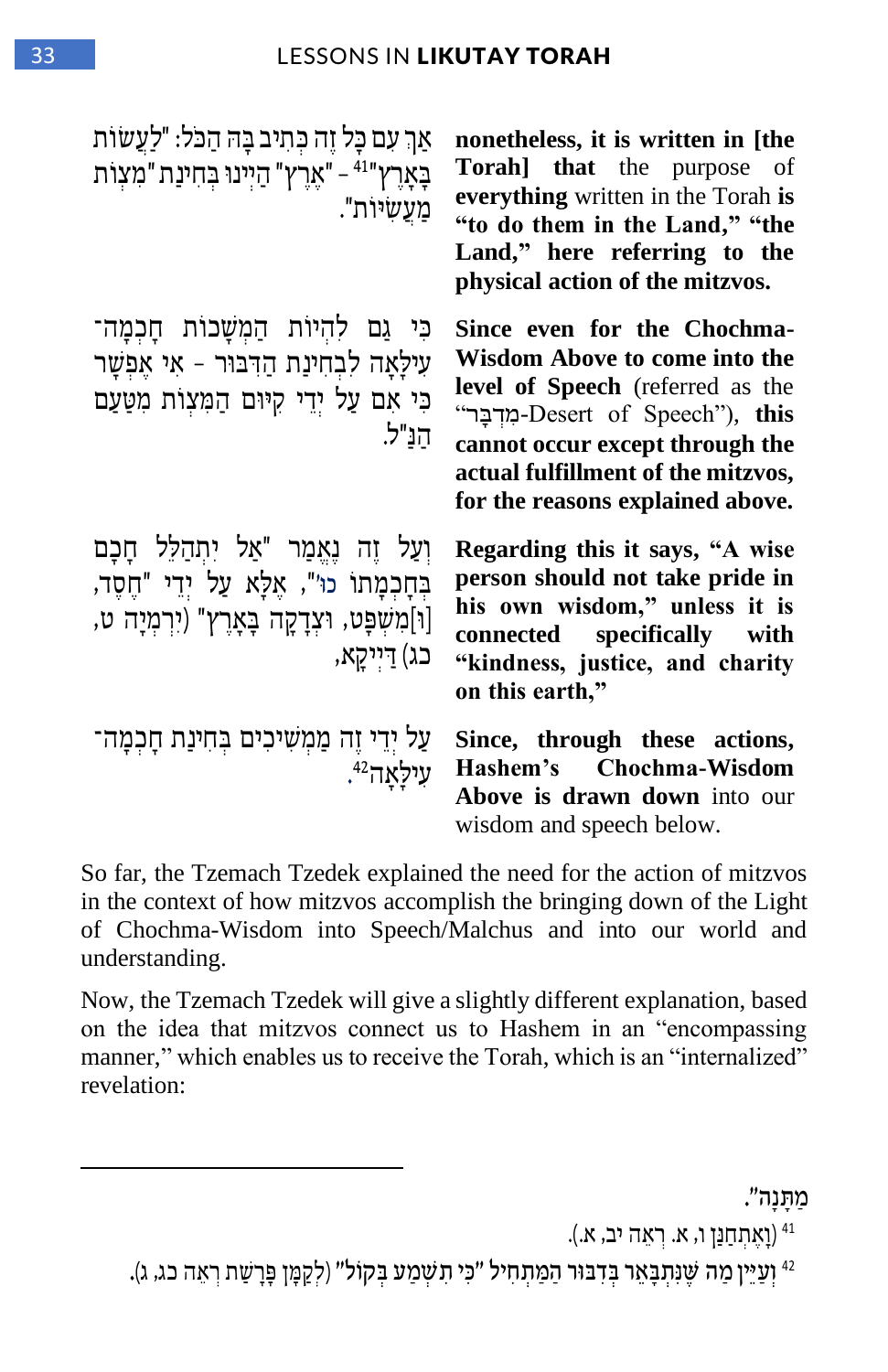אַךְ עִם כָּל זֶה כְּתִיב בָּהּ הַכֹּל: "לַעֲשׂוֹת בָּאָרֶץ"[41] – "אֶרֶץ" הַיְינוּ בְּחִינַת "מִצְוֹת מַעֲשִׂיּוֹת".

**nonetheless, it is written in [the Torah] that** the purpose of **everything** written in the Torah **is "to do them in the Land," "the Land," here referring to the physical action of the mitzvos.**

כִּי גַּם לִהְיוֹת הַמְשָׁכוֹת חָכְמָה־עִילָּאָה לִבְחִינַת הַדִּבּוּר – אִי אֶפְשָׁר כִּי אִם עַל יְדֵי קִיּוּם הַמִּצְוֹת מִטַּעַם הַנַּ"ל.

**Since even for the Chochma-Wisdom Above to come into the level of Speech** (referred as the "מִדְבָּר-Desert of Speech"), **this cannot occur except through the actual fulfillment of the mitzvos, for the reasons explained above.**

וְעַל זֶה נֶאֱמַר "אַל יִתְהַלֵּל חָכָם בְּחָכְמָתוֹ כוּ'", אֶלָּא עַל יְדֵי "חֶסֶד, [וּ]מִשְׁפָּט, וּצְדָקָה בָּאָרֶץ" (יִרְמְיָה ט, כג) דַּיְיקָא,

**Regarding this it says, "A wise person should not take pride in his own wisdom," unless it is connected specifically with "kindness, justice, and charity on this earth,"**

עַל יְדֵי זֶה מַמְשִׁיכִים בְּחִינַת חָכְמָה־עִילָּאָה[42].

**Since, through these actions, Hashem's Chochma-Wisdom Above is drawn down** into our wisdom and speech below.

So far, the Tzemach Tzedek explained the need for the action of mitzvos in the context of how mitzvos accomplish the bringing down of the Light of Chochma-Wisdom into Speech/Malchus and into our world and understanding.

Now, the Tzemach Tzedek will give a slightly different explanation, based on the idea that mitzvos connect us to Hashem in an "encompassing manner," which enables us to receive the Torah, which is an "internalized" revelation:

---

מַתָּנָה".

[41] (וָאֶתְחַנַּן ו, א. רְאֵה יב, א).

[42] וְעַיֵּין מַה שֶּׁנִּתְבָּאֵר בְּדִבּוּר הַמַּתְחִיל "כִּי תִשְׁמַע בְּקוֹל" (לְקַמָּן פָּרָשַׁת רְאֵה כג, ג).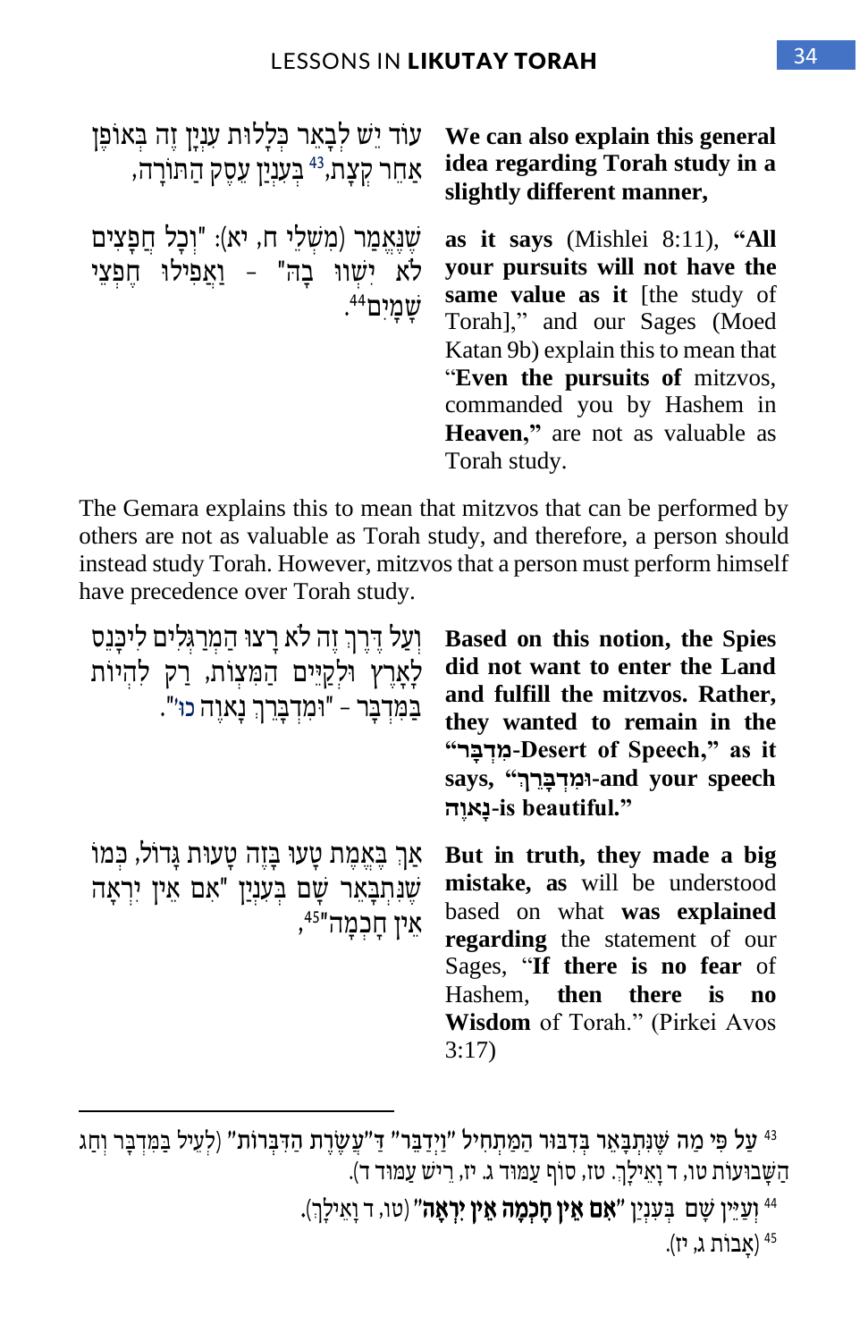עוֹד יֵשׁ לְבָאֵר כְּלָלוּת עִנְיָן זֶה בְּאוֹפֶן אַחֵר קְצָת,[43] בְּעִנְיַן עֵסֶק הַתּוֹרָה,

**We can also explain this general idea regarding Torah study in a slightly different manner,**

שֶׁנֶּאֱמַר (מִשְׁלֵי ח, יא): "וְכָל חֲפָצִים לֹא יִשְׁווּ בָהּ" – וַאֲפִילוּ חֶפְצֵי שָׁמַיִם[44].

**as it says** (Mishlei 8:11), **"All your pursuits will not have the same value as it** [the study of Torah]," and our Sages (Moed Katan 9b) explain this to mean that "**Even the pursuits of** mitzvos, commanded you by Hashem in **Heaven,"** are not as valuable as Torah study.

The Gemara explains this to mean that mitzvos that can be performed by others are not as valuable as Torah study, and therefore, a person should instead study Torah. However, mitzvos that a person must perform himself have precedence over Torah study.

וְעַל דֶּרֶךְ זֶה לֹא רָצוּ הַמְרַגְּלִים לִיכָּנֵס לָאָרֶץ וּלְקַיֵּים הַמִּצְוֹת, רַק לִהְיוֹת בַּמִּדְבָּר – "וּמִדְבָּרֵךְ נָאוֶה כוּ'".

**Based on this notion, the Spies did not want to enter the Land and fulfill the mitzvos. Rather, they wanted to remain in the "מִדְבָּר-Desert of Speech," as it says, "וּמִדְבָּרֵךְ-and your speech נָאוֶה-is beautiful."**

אַךְ בֶּאֱמֶת טָעוּ בָּזֶה טָעוּת גָּדוֹל, כְּמוֹ שֶׁנִּתְבָּאֵר שָׁם בְּעִנְיַן "אִם אֵין יִרְאָה אֵין חָכְמָה"[45],

**But in truth, they made a big mistake, as** will be understood based on what **was explained regarding** the statement of our Sages, "**If there is no fear** of Hashem, **then there is no Wisdom** of Torah." (Pirkei Avos 3:17)

---

[43] עַל פִּי מַה שֶּׁנִּתְבָּאֵר בְּדִבּוּר הַמַּתְחִיל "וַיְדַבֵּר" דַּ"עֲשֶׂרֶת הַדִּבְּרוֹת" (לְעֵיל בַּמִּדְבָּר וְחַג הַשָּׁבוּעוֹת טו, ד וָאֵילָךְ. טז, סוֹף עַמּוּד ג. יז, רֵישׁ עַמּוּד ד).

[44] וְעַיֵּין שָׁם בְּעִנְיַן "**אִם אֵין חָכְמָה אֵין יִרְאָה**" (טו, ד וָאֵילָךְ).

[45] (אָבוֹת ג, יז).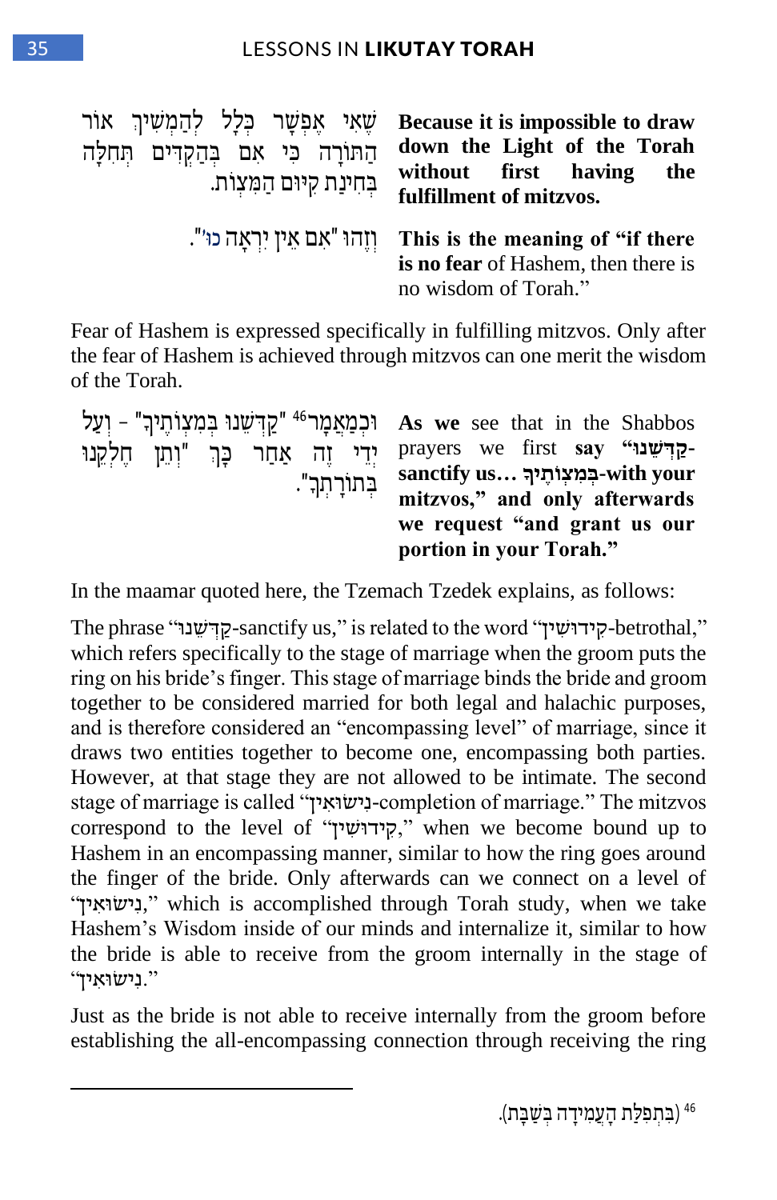שֶׁאִי אֶפְשָׁר כְּלָל לְהַמְשִׁיךְ אוֹר הַתּוֹרָה כִּי אִם בְּהַקְדִּים תְּחִלָּה בְּחִינַת קִיּוּם הַמִּצְוֹת.

**Because it is impossible to draw down the Light of the Torah without first having the fulfillment of mitzvos.**

וְזֶהוּ "אִם אֵין יִרְאָה כוּ'".

**This is the meaning of "if there is no fear** of Hashem, then there is no wisdom of Torah."

Fear of Hashem is expressed specifically in fulfilling mitzvos. Only after the fear of Hashem is achieved through mitzvos can one merit the wisdom of the Torah.

וּכְמַאֲמָר[46] "קַדְּשֵׁנוּ בְּמִצְוֹתֶיךָ" - וְעַל יְדֵי זֶה אַחַר כָּךְ "וְתֵן חֶלְקֵנוּ בְּתוֹרָתֶךָ".

**As we** see that in the Shabbos prayers we first **say "קַדְּשֵׁנוּ-sanctify us... בְּמִצְוֹתֶיךָ-with your mitzvos," and only afterwards we request "and grant us our portion in your Torah."**

In the maamar quoted here, the Tzemach Tzedek explains, as follows:

The phrase "קַדְּשֵׁנוּ-sanctify us," is related to the word "קִידוּשִׁין-betrothal," which refers specifically to the stage of marriage when the groom puts the ring on his bride's finger. This stage of marriage binds the bride and groom together to be considered married for both legal and halachic purposes, and is therefore considered an "encompassing level" of marriage, since it draws two entities together to become one, encompassing both parties. However, at that stage they are not allowed to be intimate. The second stage of marriage is called "נִישׂוּאִין-completion of marriage." The mitzvos correspond to the level of "קִידוּשִׁין," when we become bound up to Hashem in an encompassing manner, similar to how the ring goes around the finger of the bride. Only afterwards can we connect on a level of "נִישׂוּאִין," which is accomplished through Torah study, when we take Hashem's Wisdom inside of our minds and internalize it, similar to how the bride is able to receive from the groom internally in the stage of "נִישׂוּאִין."

Just as the bride is not able to receive internally from the groom before establishing the all-encompassing connection through receiving the ring

---

[46] (בִּתְפִלַּת הָעֲמִידָה בְּשַׁבָּת).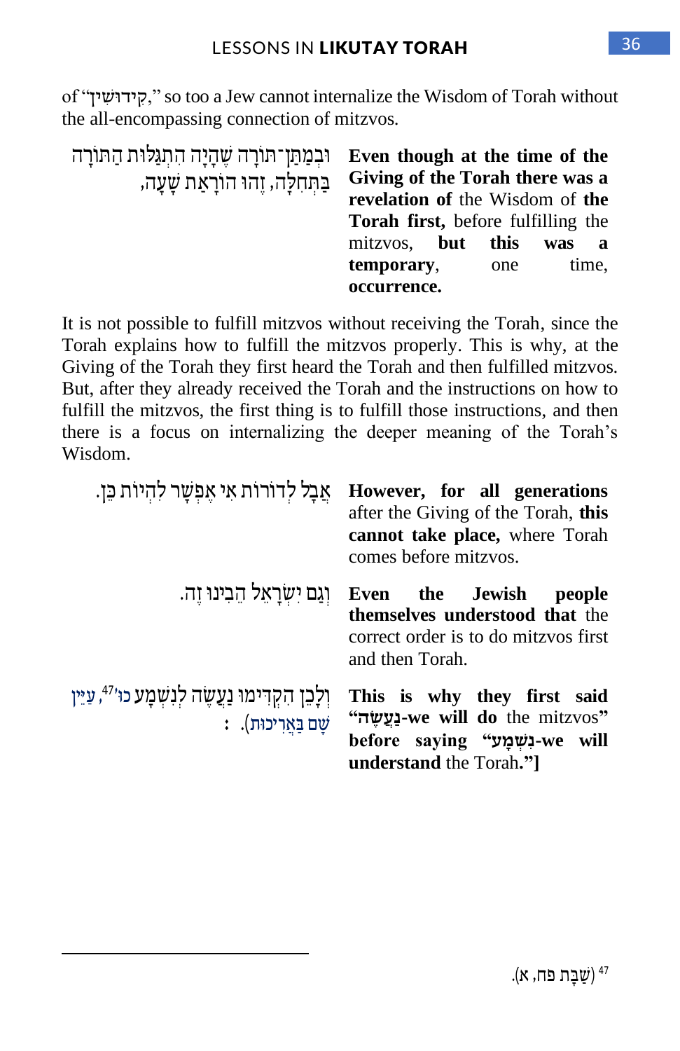of "קִידוּשִׁין," so too a Jew cannot internalize the Wisdom of Torah without the all-encompassing connection of mitzvos.

וּבְמַתַּן־תּוֹרָה שֶׁהָיָה הִתְגַּלּוּת הַתּוֹרָה בַּתְּחִלָּה, זֶהוּ הוֹרָאַת שָׁעָה,

**Even though at the time of the Giving of the Torah there was a revelation of** the Wisdom of **the Torah first,** before fulfilling the mitzvos, **but this was a temporary**, one time, **occurrence.**

It is not possible to fulfill mitzvos without receiving the Torah, since the Torah explains how to fulfill the mitzvos properly. This is why, at the Giving of the Torah they first heard the Torah and then fulfilled mitzvos. But, after they already received the Torah and the instructions on how to fulfill the mitzvos, the first thing is to fulfill those instructions, and then there is a focus on internalizing the deeper meaning of the Torah's Wisdom.

אֲבָל לְדוֹרוֹת אִי אֶפְשָׁר לִהְיוֹת כֵּן.

**However, for all generations** after the Giving of the Torah, **this cannot take place,** where Torah comes before mitzvos.

וְגַם יִשְׂרָאֵל הֵבִינוּ זֶה.

**Even the Jewish people themselves understood that** the correct order is to do mitzvos first and then Torah.

וְלָכֵן הִקְדִּימוּ נַעֲשֶׂה לְנִשְׁמָע כו'[47], עַיֵּין שָׁם בַּאֲרִיכוּת). :

**This is why they first said "נַעֲשֶׂה-we will do** the mitzvos" **before saying "נִשְׁמָע-we will understand** the Torah.**"]**

---

[47] (שַׁבָּת פח, א).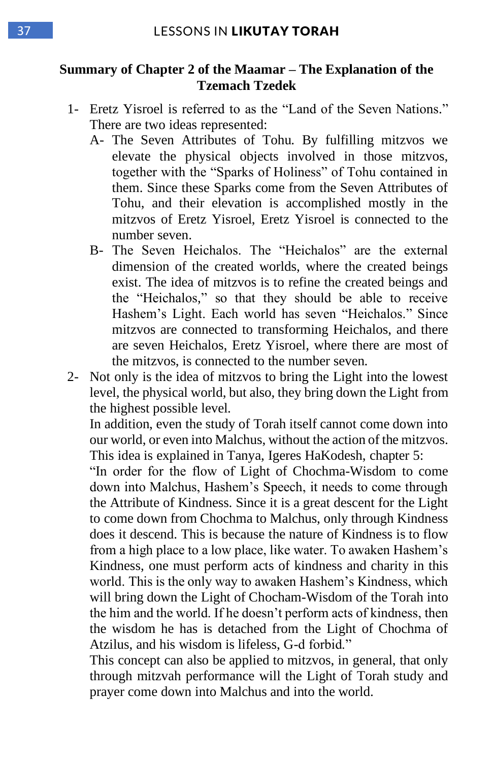## Summary of Chapter 2 of the Maamar – The Explanation of the Tzemach Tzedek

1- Eretz Yisroel is referred to as the "Land of the Seven Nations." There are two ideas represented:
   A- The Seven Attributes of Tohu. By fulfilling mitzvos we elevate the physical objects involved in those mitzvos, together with the "Sparks of Holiness" of Tohu contained in them. Since these Sparks come from the Seven Attributes of Tohu, and their elevation is accomplished mostly in the mitzvos of Eretz Yisroel, Eretz Yisroel is connected to the number seven.
   B- The Seven Heichalos. The "Heichalos" are the external dimension of the created worlds, where the created beings exist. The idea of mitzvos is to refine the created beings and the "Heichalos," so that they should be able to receive Hashem's Light. Each world has seven "Heichalos." Since mitzvos are connected to transforming Heichalos, and there are seven Heichalos, Eretz Yisroel, where there are most of the mitzvos, is connected to the number seven.

2- Not only is the idea of mitzvos to bring the Light into the lowest level, the physical world, but also, they bring down the Light from the highest possible level.

   In addition, even the study of Torah itself cannot come down into our world, or even into Malchus, without the action of the mitzvos. This idea is explained in Tanya, Igeres HaKodesh, chapter 5:

   "In order for the flow of Light of Chochma-Wisdom to come down into Malchus, Hashem's Speech, it needs to come through the Attribute of Kindness. Since it is a great descent for the Light to come down from Chochma to Malchus, only through Kindness does it descend. This is because the nature of Kindness is to flow from a high place to a low place, like water. To awaken Hashem's Kindness, one must perform acts of kindness and charity in this world. This is the only way to awaken Hashem's Kindness, which will bring down the Light of Chocham-Wisdom of the Torah into the him and the world. If he doesn't perform acts of kindness, then the wisdom he has is detached from the Light of Chochma of Atzilus, and his wisdom is lifeless, G-d forbid."

   This concept can also be applied to mitzvos, in general, that only through mitzvah performance will the Light of Torah study and prayer come down into Malchus and into the world.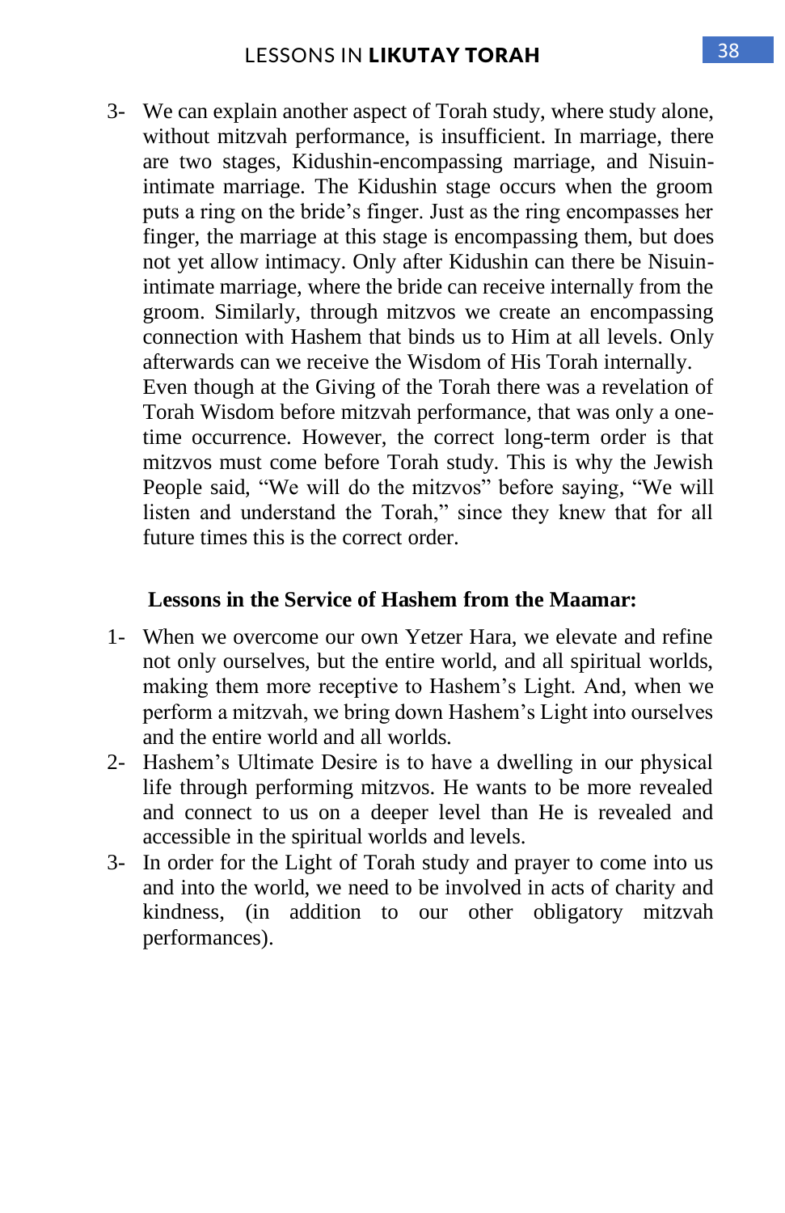3- We can explain another aspect of Torah study, where study alone, without mitzvah performance, is insufficient. In marriage, there are two stages, Kidushin-encompassing marriage, and Nisuin-intimate marriage. The Kidushin stage occurs when the groom puts a ring on the bride's finger. Just as the ring encompasses her finger, the marriage at this stage is encompassing them, but does not yet allow intimacy. Only after Kidushin can there be Nisuin-intimate marriage, where the bride can receive internally from the groom. Similarly, through mitzvos we create an encompassing connection with Hashem that binds us to Him at all levels. Only afterwards can we receive the Wisdom of His Torah internally.
   Even though at the Giving of the Torah there was a revelation of Torah Wisdom before mitzvah performance, that was only a one-time occurrence. However, the correct long-term order is that mitzvos must come before Torah study. This is why the Jewish People said, "We will do the mitzvos" before saying, "We will listen and understand the Torah," since they knew that for all future times this is the correct order.

**Lessons in the Service of Hashem from the Maamar:**

1- When we overcome our own Yetzer Hara, we elevate and refine not only ourselves, but the entire world, and all spiritual worlds, making them more receptive to Hashem's Light. And, when we perform a mitzvah, we bring down Hashem's Light into ourselves and the entire world and all worlds.
2- Hashem's Ultimate Desire is to have a dwelling in our physical life through performing mitzvos. He wants to be more revealed and connect to us on a deeper level than He is revealed and accessible in the spiritual worlds and levels.
3- In order for the Light of Torah study and prayer to come into us and into the world, we need to be involved in acts of charity and kindness, (in addition to our other obligatory mitzvah performances).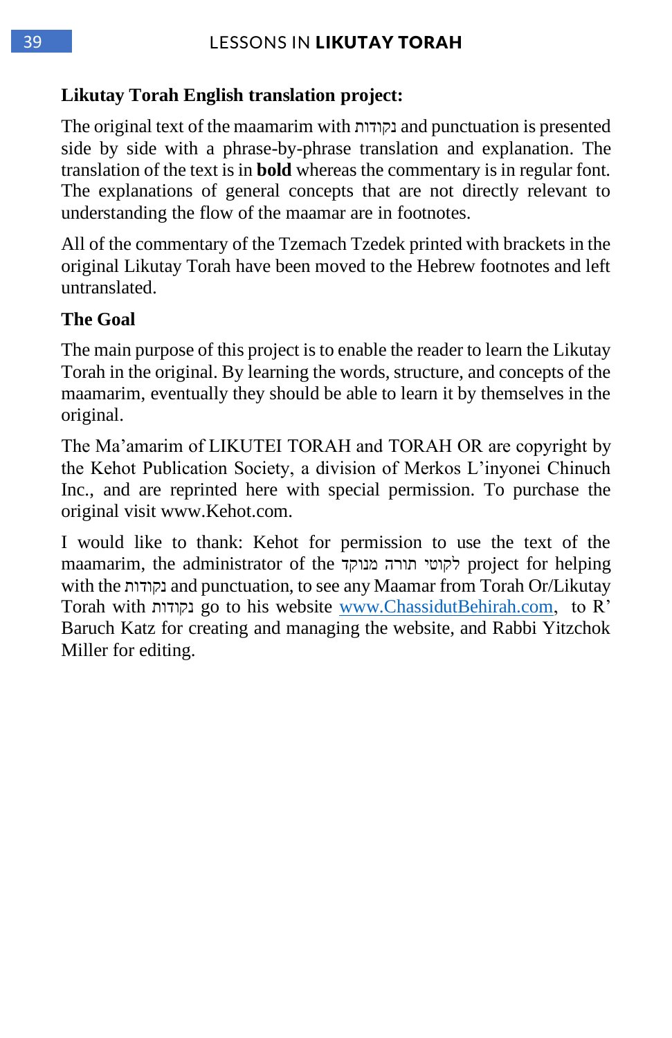**Likutay Torah English translation project:**

The original text of the maamarim with נקודות and punctuation is presented side by side with a phrase-by-phrase translation and explanation. The translation of the text is in **bold** whereas the commentary is in regular font. The explanations of general concepts that are not directly relevant to understanding the flow of the maamar are in footnotes.

All of the commentary of the Tzemach Tzedek printed with brackets in the original Likutay Torah have been moved to the Hebrew footnotes and left untranslated.

**The Goal**

The main purpose of this project is to enable the reader to learn the Likutay Torah in the original. By learning the words, structure, and concepts of the maamarim, eventually they should be able to learn it by themselves in the original.

The Ma'amarim of LIKUTEI TORAH and TORAH OR are copyright by the Kehot Publication Society, a division of Merkos L'inyonei Chinuch Inc., and are reprinted here with special permission. To purchase the original visit www.Kehot.com.

I would like to thank: Kehot for permission to use the text of the maamarim, the administrator of the לקוטי תורה מנוקד project for helping with the נקודות and punctuation, to see any Maamar from Torah Or/Likutay Torah with נקודות go to his website www.ChassidutBehirah.com, to R' Baruch Katz for creating and managing the website, and Rabbi Yitzchok Miller for editing.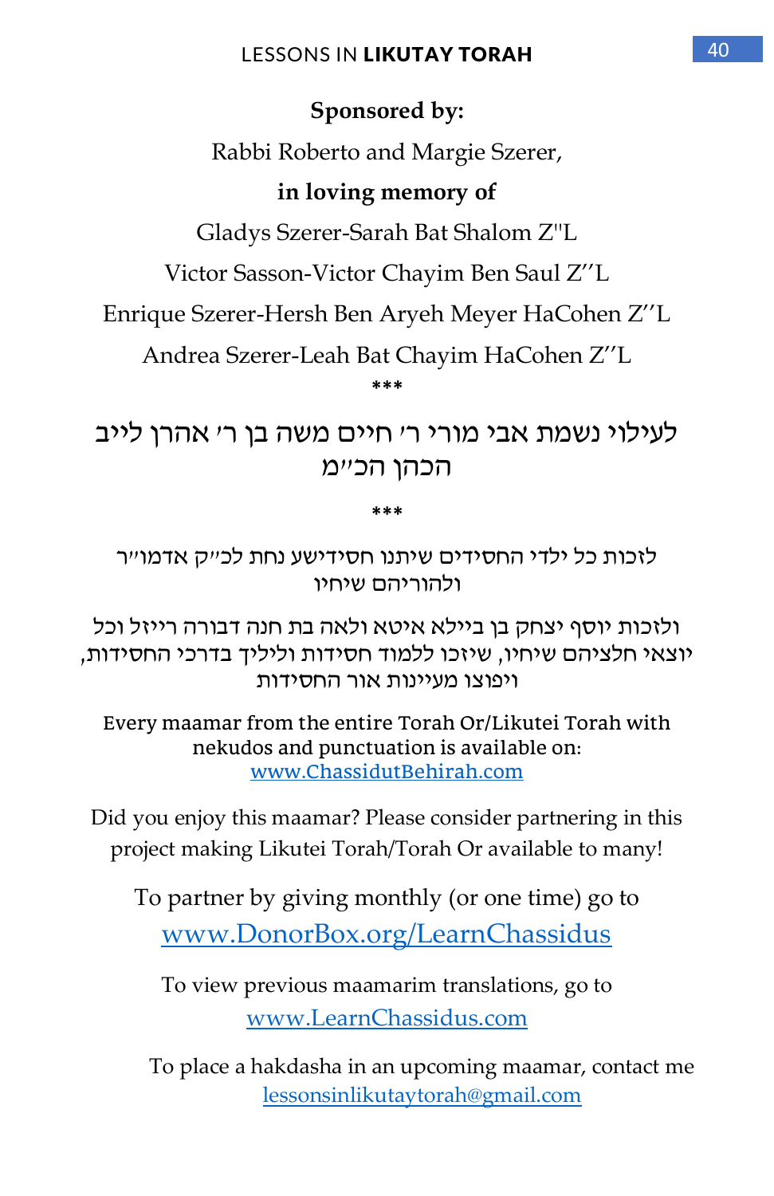**Sponsored by:**

Rabbi Roberto and Margie Szerer,

**in loving memory of**

Gladys Szerer-Sarah Bat Shalom Z"L

Victor Sasson-Victor Chayim Ben Saul Z''L

Enrique Szerer-Hersh Ben Aryeh Meyer HaCohen Z''L

Andrea Szerer-Leah Bat Chayim HaCohen Z''L

***

לעילוי נשמת אבי מורי ר' חיים משה בן ר' אהרן לייב הכהן הכ"מ

***

לזכות כל ילדי החסידים שיתנו חסידישע נחת לכ"ק אדמו"ר ולהוריהם שיחיו

ולזכות יוסף יצחק בןביילא איטא ולאה בת חנה דבורה רייזל וכל יוצאי חלציהם שיחיו, שיזכו ללמוד חסידות ולילך בדרכי החסידות, ויפוצו מעיינות אור החסידות

Every maamar from the entire Torah Or/Likutei Torah with nekudos and punctuation is available on: www.ChassidutBehirah.com

Did you enjoy this maamar? Please consider partnering in this project making Likutei Torah/Torah Or available to many!

To partner by giving monthly (or one time) go to www.DonorBox.org/LearnChassidus

To view previous maamarim translations, go to www.LearnChassidus.com

To place a hakdasha in an upcoming maamar, contact me lessonsinlikutaytorah@gmail.com